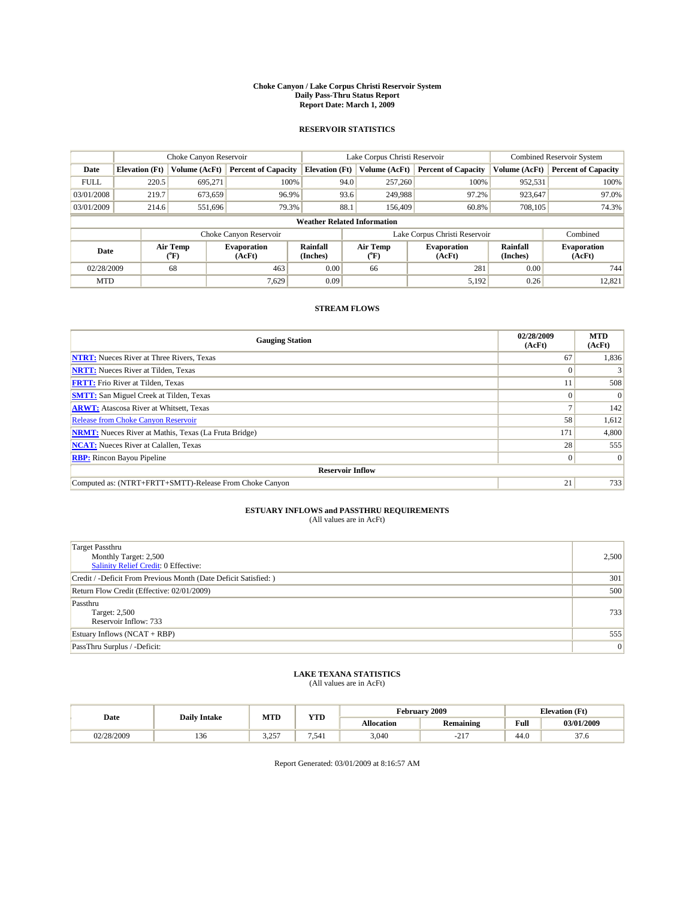# Choke Canyon / Lake Corpus Christi Reservoir System
## Daily Pass-Thru Status Report
### Report Date: March 1, 2009

## RESERVOIR STATISTICS

| | Choke Canyon Reservoir | | | Lake Corpus Christi Reservoir | | | Combined Reservoir System | |
|---|---|---|---|---|---|---|---|---|
| Date | Elevation (Ft) | Volume (AcFt) | Percent of Capacity | Elevation (Ft) | Volume (AcFt) | Percent of Capacity | Volume (AcFt) | Percent of Capacity |
| FULL | 220.5 | 695,271 | 100% | 94.0 | 257,260 | 100% | 952,531 | 100% |
| 03/01/2008 | 219.7 | 673,659 | 96.9% | 93.6 | 249,988 | 97.2% | 923,647 | 97.0% |
| 03/01/2009 | 214.6 | 551,696 | 79.3% | 88.1 | 156,409 | 60.8% | 708,105 | 74.3% |

**Weather Related Information**

| | Choke Canyon Reservoir | | | Lake Corpus Christi Reservoir | | | Combined |
|---|---|---|---|---|---|---|---|
| Date | Air Temp (°F) | Evaporation (AcFt) | Rainfall (Inches) | Air Temp (°F) | Evaporation (AcFt) | Rainfall (Inches) | Evaporation (AcFt) |
| 02/28/2009 | 68 | 463 | 0.00 | 66 | 281 | 0.00 | 744 |
| MTD | | 7,629 | 0.09 | | 5,192 | 0.26 | 12,821 |

## STREAM FLOWS

| Gauging Station | 02/28/2009 (AcFt) | MTD (AcFt) |
|---|---|---|
| **NTRT:** Nueces River at Three Rivers, Texas | 67 | 1,836 |
| **NRTT:** Nueces River at Tilden, Texas | 0 | 3 |
| **FRTT:** Frio River at Tilden, Texas | 11 | 508 |
| **SMTT:** San Miguel Creek at Tilden, Texas | 0 | 0 |
| **ARWT:** Atascosa River at Whitsett, Texas | 7 | 142 |
| Release from Choke Canyon Reservoir | 58 | 1,612 |
| **NRMT:** Nueces River at Mathis, Texas (La Fruta Bridge) | 171 | 4,800 |
| **NCAT:** Nueces River at Calallen, Texas | 28 | 555 |
| **RBP:** Rincon Bayou Pipeline | 0 | 0 |
| **Reservoir Inflow** | | |
| Computed as: (NTRT+FRTT+SMTT)-Release From Choke Canyon | 21 | 733 |

## ESTUARY INFLOWS and PASSTHRU REQUIREMENTS
(All values are in AcFt)

| | |
|---|---|
| Target Passthru<br>Monthly Target: 2,500<br>Salinity Relief Credit: 0 Effective: | 2,500 |
| Credit / -Deficit From Previous Month (Date Deficit Satisfied: ) | 301 |
| Return Flow Credit (Effective: 02/01/2009) | 500 |
| Passthru<br>Target: 2,500<br>Reservoir Inflow: 733 | 733 |
| Estuary Inflows (NCAT + RBP) | 555 |
| PassThru Surplus / -Deficit: | 0 |

## LAKE TEXANA STATISTICS
(All values are in AcFt)

| Date | Daily Intake | MTD | YTD | February 2009 | | Elevation (Ft) | |
|---|---|---|---|---|---|---|---|
| | | | | Allocation | Remaining | Full | 03/01/2009 |
| 02/28/2009 | 136 | 3,257 | 7,541 | 3,040 | -217 | 44.0 | 37.6 |

Report Generated: 03/01/2009 at 8:16:57 AM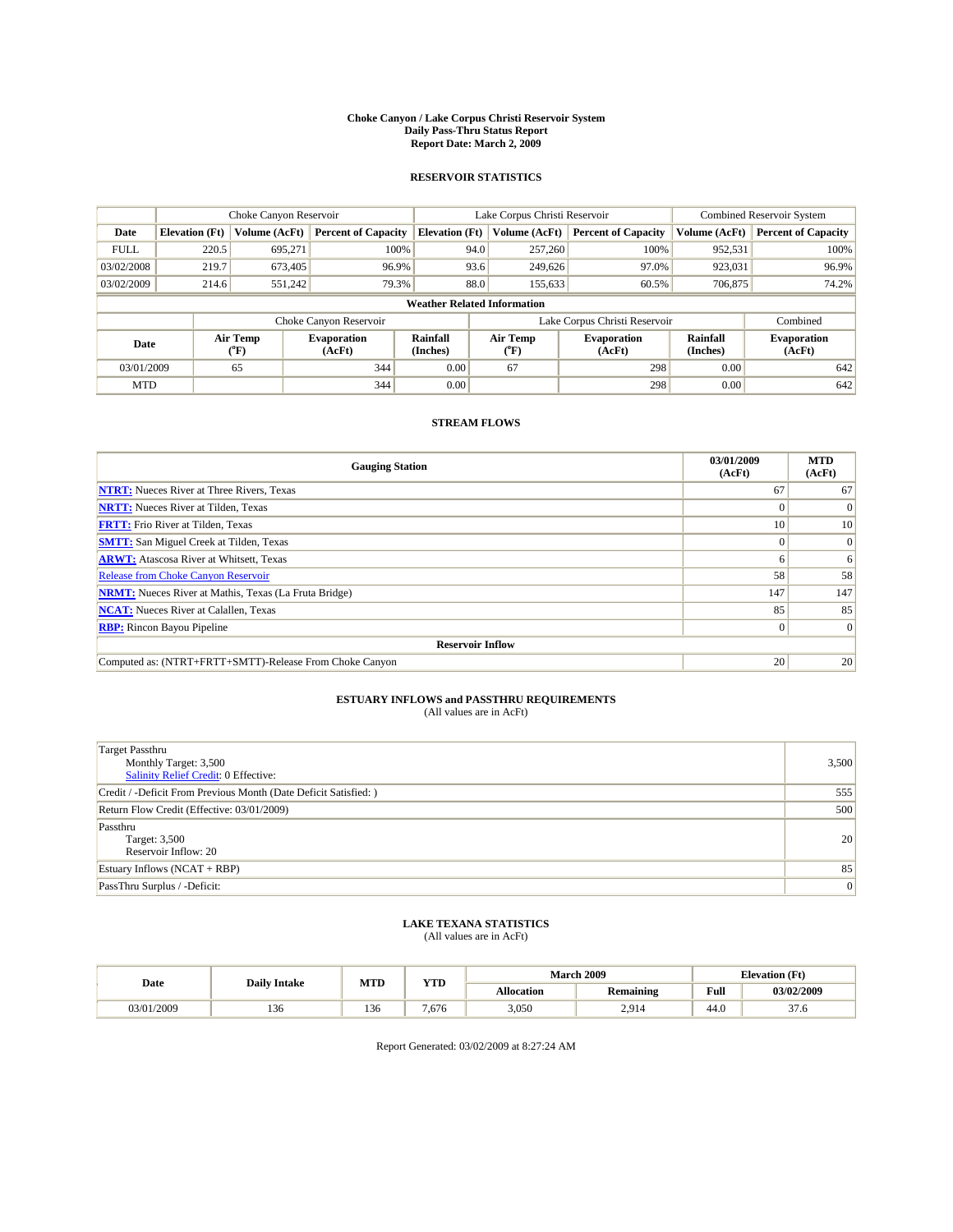# Choke Canyon / Lake Corpus Christi Reservoir System
## Daily Pass-Thru Status Report
## Report Date: March 2, 2009

### RESERVOIR STATISTICS

| | Choke Canyon Reservoir | | | Lake Corpus Christi Reservoir | | | Combined Reservoir System | |
|---|---|---|---|---|---|---|---|---|
| Date | Elevation (Ft) | Volume (AcFt) | Percent of Capacity | Elevation (Ft) | Volume (AcFt) | Percent of Capacity | Volume (AcFt) | Percent of Capacity |
| FULL | 220.5 | 695,271 | 100% | 94.0 | 257,260 | 100% | 952,531 | 100% |
| 03/02/2008 | 219.7 | 673,405 | 96.9% | 93.6 | 249,626 | 97.0% | 923,031 | 96.9% |
| 03/02/2009 | 214.6 | 551,242 | 79.3% | 88.0 | 155,633 | 60.5% | 706,875 | 74.2% |

**Weather Related Information**

| | Choke Canyon Reservoir | | | Lake Corpus Christi Reservoir | | | Combined |
|---|---|---|---|---|---|---|---|
| Date | Air Temp (°F) | Evaporation (AcFt) | Rainfall (Inches) | Air Temp (°F) | Evaporation (AcFt) | Rainfall (Inches) | Evaporation (AcFt) |
| 03/01/2009 | 65 | 344 | 0.00 | 67 | 298 | 0.00 | 642 |
| MTD | | 344 | 0.00 | | 298 | 0.00 | 642 |

### STREAM FLOWS

| Gauging Station | 03/01/2009 (AcFt) | MTD (AcFt) |
|---|---|---|
| NTRT: Nueces River at Three Rivers, Texas | 67 | 67 |
| NRTT: Nueces River at Tilden, Texas | 0 | 0 |
| FRTT: Frio River at Tilden, Texas | 10 | 10 |
| SMTT: San Miguel Creek at Tilden, Texas | 0 | 0 |
| ARWT: Atascosa River at Whitsett, Texas | 6 | 6 |
| Release from Choke Canyon Reservoir | 58 | 58 |
| NRMT: Nueces River at Mathis, Texas (La Fruta Bridge) | 147 | 147 |
| NCAT: Nueces River at Calallen, Texas | 85 | 85 |
| RBP: Rincon Bayou Pipeline | 0 | 0 |
| **Reservoir Inflow** | | |
| Computed as: (NTRT+FRTT+SMTT)-Release From Choke Canyon | 20 | 20 |

### ESTUARY INFLOWS and PASSTHRU REQUIREMENTS
(All values are in AcFt)

| | |
|---|---|
| Target Passthru<br>Monthly Target: 3,500<br>Salinity Relief Credit: 0 Effective: | 3,500 |
| Credit / -Deficit From Previous Month (Date Deficit Satisfied: ) | 555 |
| Return Flow Credit (Effective: 03/01/2009) | 500 |
| Passthru<br>Target: 3,500<br>Reservoir Inflow: 20 | 20 |
| Estuary Inflows (NCAT + RBP) | 85 |
| PassThru Surplus / -Deficit: | 0 |

### LAKE TEXANA STATISTICS
(All values are in AcFt)

| Date | Daily Intake | MTD | YTD | March 2009 | | Elevation (Ft) | |
|---|---|---|---|---|---|---|---|
| | | | | Allocation | Remaining | Full | 03/02/2009 |
| 03/01/2009 | 136 | 136 | 7,676 | 3,050 | 2,914 | 44.0 | 37.6 |

Report Generated: 03/02/2009 at 8:27:24 AM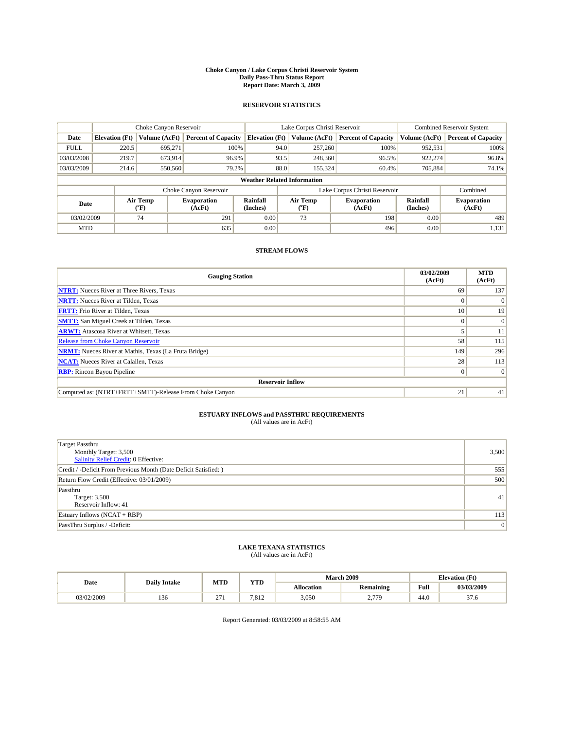# Choke Canyon / Lake Corpus Christi Reservoir System
## Daily Pass-Thru Status Report
## Report Date: March 3, 2009

### RESERVOIR STATISTICS

| | Choke Canyon Reservoir | | | Lake Corpus Christi Reservoir | | | Combined Reservoir System | |
|---|---|---|---|---|---|---|---|---|
| Date | Elevation (Ft) | Volume (AcFt) | Percent of Capacity | Elevation (Ft) | Volume (AcFt) | Percent of Capacity | Volume (AcFt) | Percent of Capacity |
| FULL | 220.5 | 695,271 | 100% | 94.0 | 257,260 | 100% | 952,531 | 100% |
| 03/03/2008 | 219.7 | 673,914 | 96.9% | 93.5 | 248,360 | 96.5% | 922,274 | 96.8% |
| 03/03/2009 | 214.6 | 550,560 | 79.2% | 88.0 | 155,324 | 60.4% | 705,884 | 74.1% |

**Weather Related Information**

| | Choke Canyon Reservoir | | | Lake Corpus Christi Reservoir | | | Combined |
|---|---|---|---|---|---|---|---|
| Date | Air Temp (°F) | Evaporation (AcFt) | Rainfall (Inches) | Air Temp (°F) | Evaporation (AcFt) | Rainfall (Inches) | Evaporation (AcFt) |
| 03/02/2009 | 74 | 291 | 0.00 | 73 | 198 | 0.00 | 489 |
| MTD | | 635 | 0.00 | | 496 | 0.00 | 1,131 |

### STREAM FLOWS

| Gauging Station | 03/02/2009 (AcFt) | MTD (AcFt) |
|---|---|---|
| **NTRT:** Nueces River at Three Rivers, Texas | 69 | 137 |
| **NRTT:** Nueces River at Tilden, Texas | 0 | 0 |
| **FRTT:** Frio River at Tilden, Texas | 10 | 19 |
| **SMTT:** San Miguel Creek at Tilden, Texas | 0 | 0 |
| **ARWT:** Atascosa River at Whitsett, Texas | 5 | 11 |
| Release from Choke Canyon Reservoir | 58 | 115 |
| **NRMT:** Nueces River at Mathis, Texas (La Fruta Bridge) | 149 | 296 |
| **NCAT:** Nueces River at Calallen, Texas | 28 | 113 |
| **RBP:** Rincon Bayou Pipeline | 0 | 0 |
| **Reservoir Inflow** | | |
| Computed as: (NTRT+FRTT+SMTT)-Release From Choke Canyon | 21 | 41 |

### ESTUARY INFLOWS and PASSTHRU REQUIREMENTS
(All values are in AcFt)

| | |
|---|---|
| Target Passthru<br>Monthly Target: 3,500<br>Salinity Relief Credit: 0 Effective: | 3,500 |
| Credit / -Deficit From Previous Month (Date Deficit Satisfied: ) | 555 |
| Return Flow Credit (Effective: 03/01/2009) | 500 |
| Passthru<br>Target: 3,500<br>Reservoir Inflow: 41 | 41 |
| Estuary Inflows (NCAT + RBP) | 113 |
| PassThru Surplus / -Deficit: | 0 |

### LAKE TEXANA STATISTICS
(All values are in AcFt)

| Date | Daily Intake | MTD | YTD | March 2009 | | Elevation (Ft) | |
|---|---|---|---|---|---|---|---|
| | | | | Allocation | Remaining | Full | 03/03/2009 |
| 03/02/2009 | 136 | 271 | 7,812 | 3,050 | 2,779 | 44.0 | 37.6 |

Report Generated: 03/03/2009 at 8:58:55 AM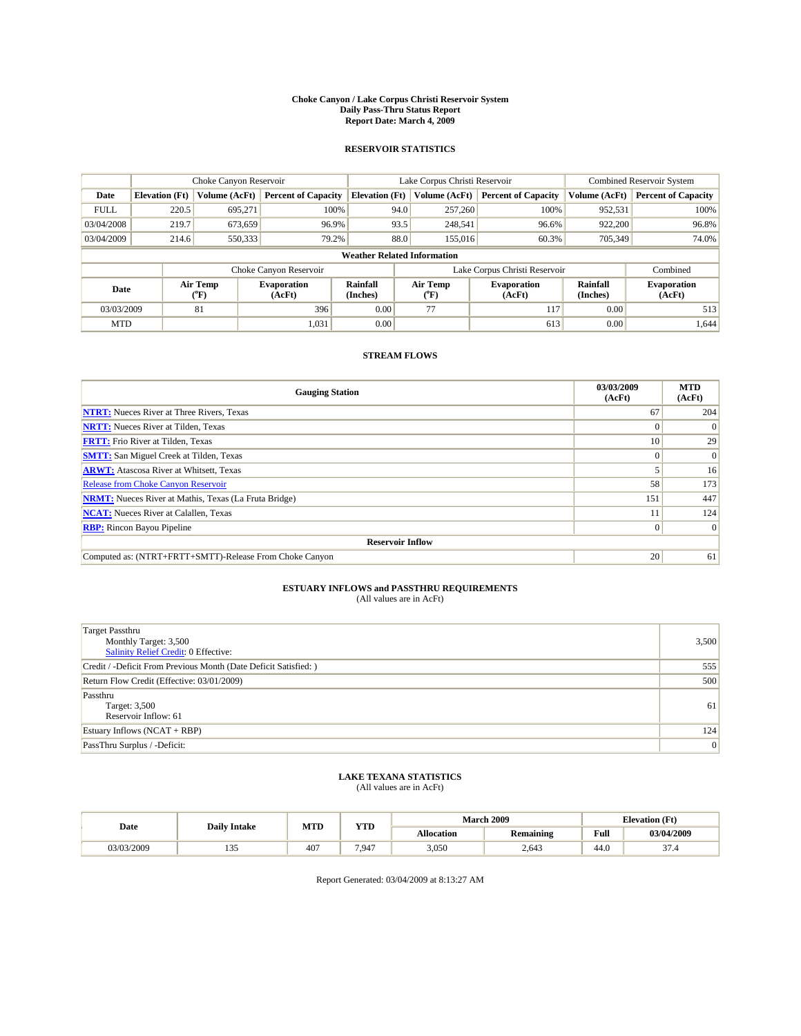# Choke Canyon / Lake Corpus Christi Reservoir System
## Daily Pass-Thru Status Report
## Report Date: March 4, 2009

### RESERVOIR STATISTICS

| | Choke Canyon Reservoir | | | Lake Corpus Christi Reservoir | | | Combined Reservoir System | |
|---|---|---|---|---|---|---|---|---|
| Date | Elevation (Ft) | Volume (AcFt) | Percent of Capacity | Elevation (Ft) | Volume (AcFt) | Percent of Capacity | Volume (AcFt) | Percent of Capacity |
| FULL | 220.5 | 695,271 | 100% | 94.0 | 257,260 | 100% | 952,531 | 100% |
| 03/04/2008 | 219.7 | 673,659 | 96.9% | 93.5 | 248,541 | 96.6% | 922,200 | 96.8% |
| 03/04/2009 | 214.6 | 550,333 | 79.2% | 88.0 | 155,016 | 60.3% | 705,349 | 74.0% |

**Weather Related Information**

| | Choke Canyon Reservoir | | | Lake Corpus Christi Reservoir | | | Combined |
|---|---|---|---|---|---|---|---|
| Date | Air Temp (°F) | Evaporation (AcFt) | Rainfall (Inches) | Air Temp (°F) | Evaporation (AcFt) | Rainfall (Inches) | Evaporation (AcFt) |
| 03/03/2009 | 81 | 396 | 0.00 | 77 | 117 | 0.00 | 513 |
| MTD | | 1,031 | 0.00 | | 613 | 0.00 | 1,644 |

### STREAM FLOWS

| Gauging Station | 03/03/2009 (AcFt) | MTD (AcFt) |
|---|---|---|
| NTRT: Nueces River at Three Rivers, Texas | 67 | 204 |
| NRTT: Nueces River at Tilden, Texas | 0 | 0 |
| FRTT: Frio River at Tilden, Texas | 10 | 29 |
| SMTT: San Miguel Creek at Tilden, Texas | 0 | 0 |
| ARWT: Atascosa River at Whitsett, Texas | 5 | 16 |
| Release from Choke Canyon Reservoir | 58 | 173 |
| NRMT: Nueces River at Mathis, Texas (La Fruta Bridge) | 151 | 447 |
| NCAT: Nueces River at Calallen, Texas | 11 | 124 |
| RBP: Rincon Bayou Pipeline | 0 | 0 |
| **Reservoir Inflow** | | |
| Computed as: (NTRT+FRTT+SMTT)-Release From Choke Canyon | 20 | 61 |

### ESTUARY INFLOWS and PASSTHRU REQUIREMENTS
(All values are in AcFt)

| | |
|---|---|
| Target Passthru<br>Monthly Target: 3,500<br>Salinity Relief Credit: 0 Effective: | 3,500 |
| Credit / -Deficit From Previous Month (Date Deficit Satisfied: ) | 555 |
| Return Flow Credit (Effective: 03/01/2009) | 500 |
| Passthru<br>Target: 3,500<br>Reservoir Inflow: 61 | 61 |
| Estuary Inflows (NCAT + RBP) | 124 |
| PassThru Surplus / -Deficit: | 0 |

### LAKE TEXANA STATISTICS
(All values are in AcFt)

| Date | Daily Intake | MTD | YTD | March 2009 | | Elevation (Ft) | |
|---|---|---|---|---|---|---|---|
| | | | | Allocation | Remaining | Full | 03/04/2009 |
| 03/03/2009 | 135 | 407 | 7,947 | 3,050 | 2,643 | 44.0 | 37.4 |

Report Generated: 03/04/2009 at 8:13:27 AM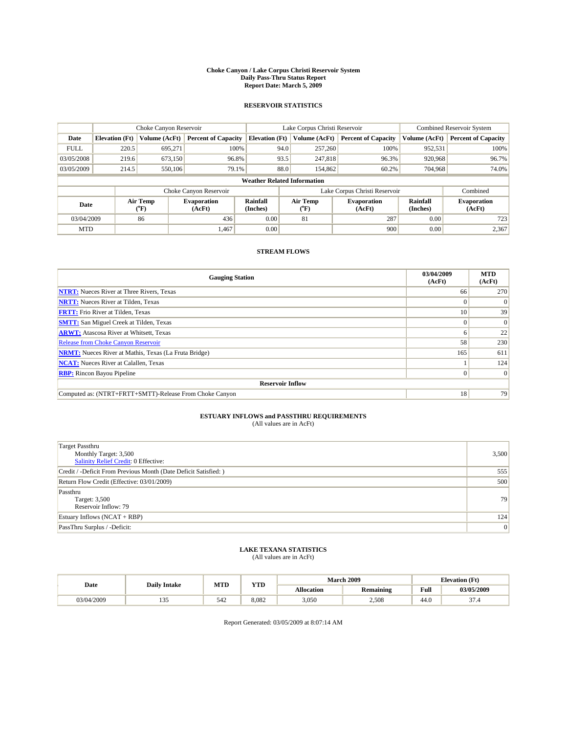# Choke Canyon / Lake Corpus Christi Reservoir System
## Daily Pass-Thru Status Report
### Report Date: March 5, 2009

## RESERVOIR STATISTICS

| | Choke Canyon Reservoir | | | Lake Corpus Christi Reservoir | | | Combined Reservoir System | |
|---|---|---|---|---|---|---|---|---|
| Date | Elevation (Ft) | Volume (AcFt) | Percent of Capacity | Elevation (Ft) | Volume (AcFt) | Percent of Capacity | Volume (AcFt) | Percent of Capacity |
| FULL | 220.5 | 695,271 | 100% | 94.0 | 257,260 | 100% | 952,531 | 100% |
| 03/05/2008 | 219.6 | 673,150 | 96.8% | 93.5 | 247,818 | 96.3% | 920,968 | 96.7% |
| 03/05/2009 | 214.5 | 550,106 | 79.1% | 88.0 | 154,862 | 60.2% | 704,968 | 74.0% |

**Weather Related Information**

| | Choke Canyon Reservoir | | | Lake Corpus Christi Reservoir | | | Combined |
|---|---|---|---|---|---|---|---|
| Date | Air Temp (°F) | Evaporation (AcFt) | Rainfall (Inches) | Air Temp (°F) | Evaporation (AcFt) | Rainfall (Inches) | Evaporation (AcFt) |
| 03/04/2009 | 86 | 436 | 0.00 | 81 | 287 | 0.00 | 723 |
| MTD | | 1,467 | 0.00 | | 900 | 0.00 | 2,367 |

## STREAM FLOWS

| Gauging Station | 03/04/2009 (AcFt) | MTD (AcFt) |
|---|---|---|
| NTRT: Nueces River at Three Rivers, Texas | 66 | 270 |
| NRTT: Nueces River at Tilden, Texas | 0 | 0 |
| FRTT: Frio River at Tilden, Texas | 10 | 39 |
| SMTT: San Miguel Creek at Tilden, Texas | 0 | 0 |
| ARWT: Atascosa River at Whitsett, Texas | 6 | 22 |
| Release from Choke Canyon Reservoir | 58 | 230 |
| NRMT: Nueces River at Mathis, Texas (La Fruta Bridge) | 165 | 611 |
| NCAT: Nueces River at Calallen, Texas | 1 | 124 |
| RBP: Rincon Bayou Pipeline | 0 | 0 |
| **Reservoir Inflow** | | |
| Computed as: (NTRT+FRTT+SMTT)-Release From Choke Canyon | 18 | 79 |

## ESTUARY INFLOWS and PASSTHRU REQUIREMENTS
(All values are in AcFt)

| | |
|---|---|
| Target Passthru<br>Monthly Target: 3,500<br>Salinity Relief Credit: 0 Effective: | 3,500 |
| Credit / -Deficit From Previous Month (Date Deficit Satisfied: ) | 555 |
| Return Flow Credit (Effective: 03/01/2009) | 500 |
| Passthru<br>Target: 3,500<br>Reservoir Inflow: 79 | 79 |
| Estuary Inflows (NCAT + RBP) | 124 |
| PassThru Surplus / -Deficit: | 0 |

## LAKE TEXANA STATISTICS
(All values are in AcFt)

| Date | Daily Intake | MTD | YTD | March 2009 | | Elevation (Ft) | |
|---|---|---|---|---|---|---|---|
| | | | | Allocation | Remaining | Full | 03/05/2009 |
| 03/04/2009 | 135 | 542 | 8,082 | 3,050 | 2,508 | 44.0 | 37.4 |

Report Generated: 03/05/2009 at 8:07:14 AM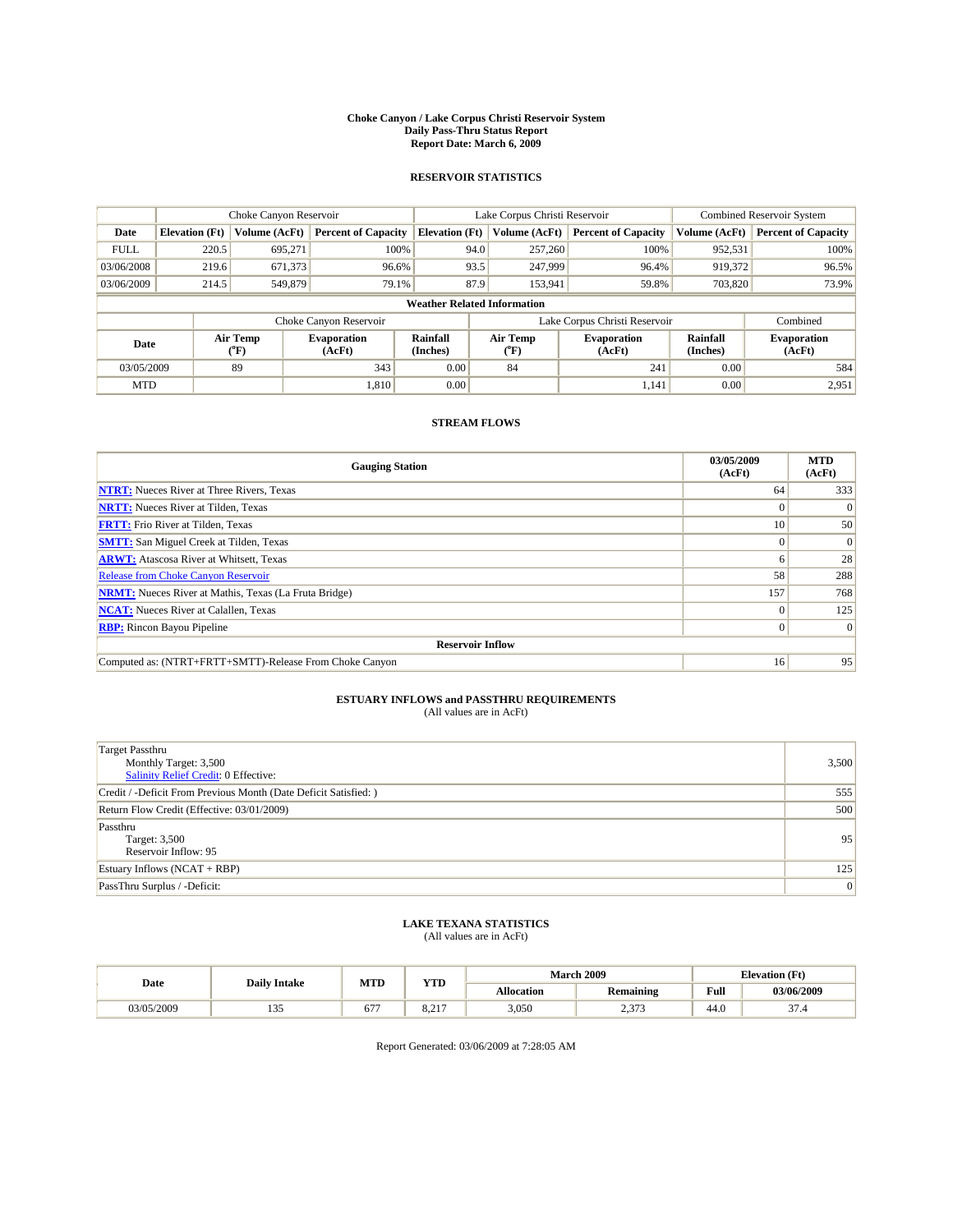# Choke Canyon / Lake Corpus Christi Reservoir System
## Daily Pass-Thru Status Report
## Report Date: March 6, 2009

### RESERVOIR STATISTICS

| | Choke Canyon Reservoir | | | Lake Corpus Christi Reservoir | | | Combined Reservoir System | |
|---|---|---|---|---|---|---|---|---|
| Date | Elevation (Ft) | Volume (AcFt) | Percent of Capacity | Elevation (Ft) | Volume (AcFt) | Percent of Capacity | Volume (AcFt) | Percent of Capacity |
| FULL | 220.5 | 695,271 | 100% | 94.0 | 257,260 | 100% | 952,531 | 100% |
| 03/06/2008 | 219.6 | 671,373 | 96.6% | 93.5 | 247,999 | 96.4% | 919,372 | 96.5% |
| 03/06/2009 | 214.5 | 549,879 | 79.1% | 87.9 | 153,941 | 59.8% | 703,820 | 73.9% |

**Weather Related Information**

| | Choke Canyon Reservoir | | | Lake Corpus Christi Reservoir | | | Combined |
|---|---|---|---|---|---|---|---|
| Date | Air Temp (°F) | Evaporation (AcFt) | Rainfall (Inches) | Air Temp (°F) | Evaporation (AcFt) | Rainfall (Inches) | Evaporation (AcFt) |
| 03/05/2009 | 89 | 343 | 0.00 | 84 | 241 | 0.00 | 584 |
| MTD | | 1,810 | 0.00 | | 1,141 | 0.00 | 2,951 |

### STREAM FLOWS

| Gauging Station | 03/05/2009 (AcFt) | MTD (AcFt) |
|---|---|---|
| NTRT: Nueces River at Three Rivers, Texas | 64 | 333 |
| NRTT: Nueces River at Tilden, Texas | 0 | 0 |
| FRTT: Frio River at Tilden, Texas | 10 | 50 |
| SMTT: San Miguel Creek at Tilden, Texas | 0 | 0 |
| ARWT: Atascosa River at Whitsett, Texas | 6 | 28 |
| Release from Choke Canyon Reservoir | 58 | 288 |
| NRMT: Nueces River at Mathis, Texas (La Fruta Bridge) | 157 | 768 |
| NCAT: Nueces River at Calallen, Texas | 0 | 125 |
| RBP: Rincon Bayou Pipeline | 0 | 0 |
| **Reservoir Inflow** | | |
| Computed as: (NTRT+FRTT+SMTT)-Release From Choke Canyon | 16 | 95 |

### ESTUARY INFLOWS and PASSTHRU REQUIREMENTS
(All values are in AcFt)

| | |
|---|---|
| Target Passthru<br>Monthly Target: 3,500<br>Salinity Relief Credit: 0 Effective: | 3,500 |
| Credit / -Deficit From Previous Month (Date Deficit Satisfied: ) | 555 |
| Return Flow Credit (Effective: 03/01/2009) | 500 |
| Passthru<br>Target: 3,500<br>Reservoir Inflow: 95 | 95 |
| Estuary Inflows (NCAT + RBP) | 125 |
| PassThru Surplus / -Deficit: | 0 |

### LAKE TEXANA STATISTICS
(All values are in AcFt)

| Date | Daily Intake | MTD | YTD | March 2009 | | Elevation (Ft) | |
|---|---|---|---|---|---|---|---|
| | | | | Allocation | Remaining | Full | 03/06/2009 |
| 03/05/2009 | 135 | 677 | 8,217 | 3,050 | 2,373 | 44.0 | 37.4 |

Report Generated: 03/06/2009 at 7:28:05 AM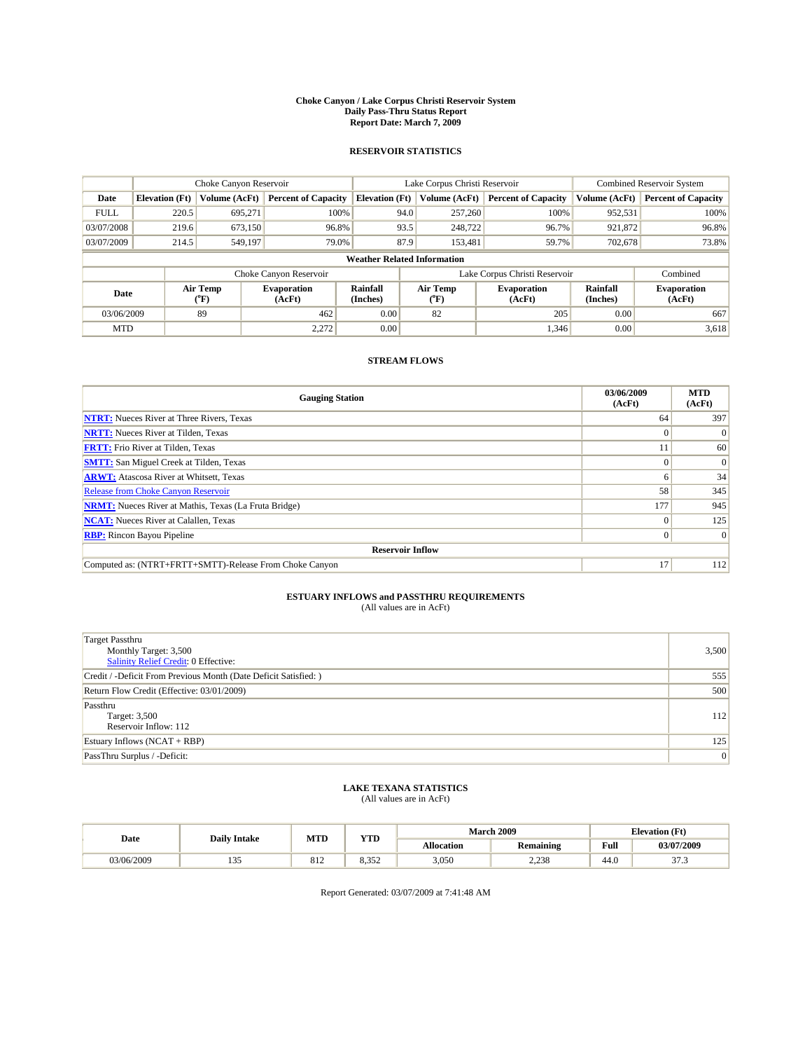# Choke Canyon / Lake Corpus Christi Reservoir System
## Daily Pass-Thru Status Report
## Report Date: March 7, 2009

### RESERVOIR STATISTICS

| | Choke Canyon Reservoir | | | Lake Corpus Christi Reservoir | | | Combined Reservoir System | |
|---|---|---|---|---|---|---|---|---|
| Date | Elevation (Ft) | Volume (AcFt) | Percent of Capacity | Elevation (Ft) | Volume (AcFt) | Percent of Capacity | Volume (AcFt) | Percent of Capacity |
| FULL | 220.5 | 695,271 | 100% | 94.0 | 257,260 | 100% | 952,531 | 100% |
| 03/07/2008 | 219.6 | 673,150 | 96.8% | 93.5 | 248,722 | 96.7% | 921,872 | 96.8% |
| 03/07/2009 | 214.5 | 549,197 | 79.0% | 87.9 | 153,481 | 59.7% | 702,678 | 73.8% |

**Weather Related Information**

| | Choke Canyon Reservoir | | | Lake Corpus Christi Reservoir | | | Combined |
|---|---|---|---|---|---|---|---|
| Date | Air Temp (°F) | Evaporation (AcFt) | Rainfall (Inches) | Air Temp (°F) | Evaporation (AcFt) | Rainfall (Inches) | Evaporation (AcFt) |
| 03/06/2009 | 89 | 462 | 0.00 | 82 | 205 | 0.00 | 667 |
| MTD | | 2,272 | 0.00 | | 1,346 | 0.00 | 3,618 |

### STREAM FLOWS

| Gauging Station | 03/06/2009 (AcFt) | MTD (AcFt) |
|---|---|---|
| NTRT: Nueces River at Three Rivers, Texas | 64 | 397 |
| NRTT: Nueces River at Tilden, Texas | 0 | 0 |
| FRTT: Frio River at Tilden, Texas | 11 | 60 |
| SMTT: San Miguel Creek at Tilden, Texas | 0 | 0 |
| ARWT: Atascosa River at Whitsett, Texas | 6 | 34 |
| Release from Choke Canyon Reservoir | 58 | 345 |
| NRMT: Nueces River at Mathis, Texas (La Fruta Bridge) | 177 | 945 |
| NCAT: Nueces River at Calallen, Texas | 0 | 125 |
| RBP: Rincon Bayou Pipeline | 0 | 0 |
| **Reservoir Inflow** | | |
| Computed as: (NTRT+FRTT+SMTT)-Release From Choke Canyon | 17 | 112 |

### ESTUARY INFLOWS and PASSTHRU REQUIREMENTS
(All values are in AcFt)

| | |
|---|---|
| Target Passthru<br>Monthly Target: 3,500<br>Salinity Relief Credit: 0 Effective: | 3,500 |
| Credit / -Deficit From Previous Month (Date Deficit Satisfied: ) | 555 |
| Return Flow Credit (Effective: 03/01/2009) | 500 |
| Passthru<br>Target: 3,500<br>Reservoir Inflow: 112 | 112 |
| Estuary Inflows (NCAT + RBP) | 125 |
| PassThru Surplus / -Deficit: | 0 |

### LAKE TEXANA STATISTICS
(All values are in AcFt)

| Date | Daily Intake | MTD | YTD | March 2009 | | Elevation (Ft) | |
|---|---|---|---|---|---|---|---|
| | | | | Allocation | Remaining | Full | 03/07/2009 |
| 03/06/2009 | 135 | 812 | 8,352 | 3,050 | 2,238 | 44.0 | 37.3 |

Report Generated: 03/07/2009 at 7:41:48 AM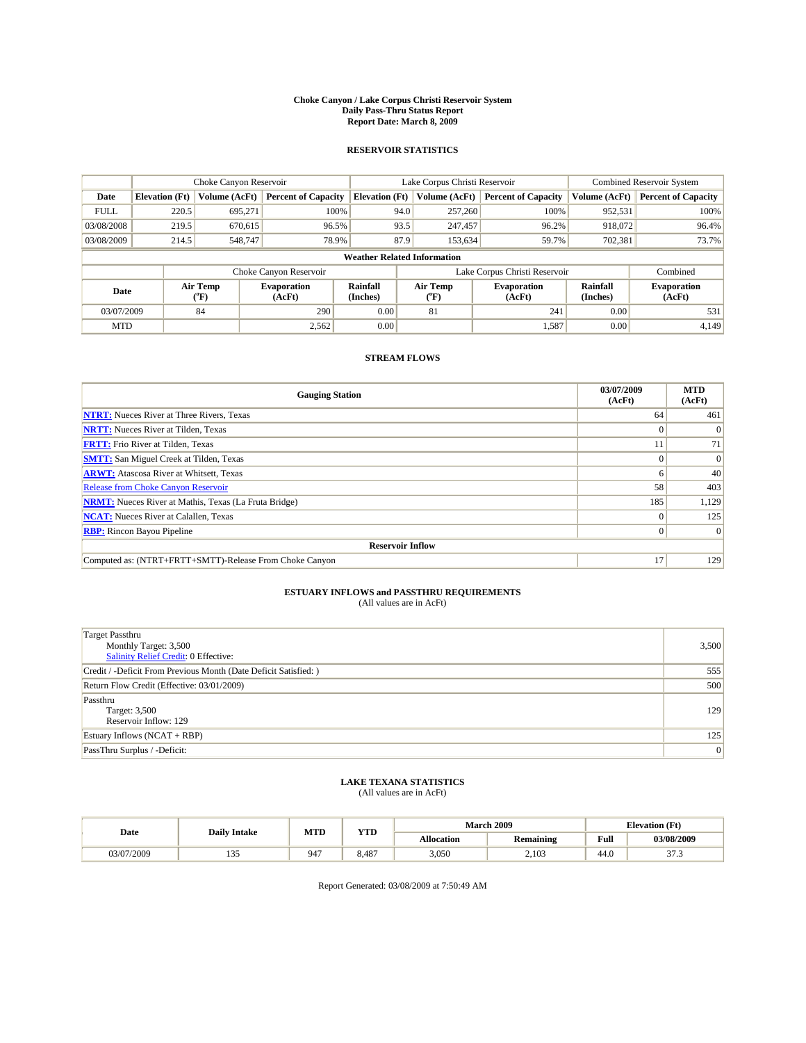# Choke Canyon / Lake Corpus Christi Reservoir System
## Daily Pass-Thru Status Report
## Report Date: March 8, 2009

### RESERVOIR STATISTICS

| | Choke Canyon Reservoir | | | Lake Corpus Christi Reservoir | | | Combined Reservoir System | |
|---|---|---|---|---|---|---|---|---|
| Date | Elevation (Ft) | Volume (AcFt) | Percent of Capacity | Elevation (Ft) | Volume (AcFt) | Percent of Capacity | Volume (AcFt) | Percent of Capacity |
| FULL | 220.5 | 695,271 | 100% | 94.0 | 257,260 | 100% | 952,531 | 100% |
| 03/08/2008 | 219.5 | 670,615 | 96.5% | 93.5 | 247,457 | 96.2% | 918,072 | 96.4% |
| 03/08/2009 | 214.5 | 548,747 | 78.9% | 87.9 | 153,634 | 59.7% | 702,381 | 73.7% |

**Weather Related Information**

| | Choke Canyon Reservoir | | | Lake Corpus Christi Reservoir | | | Combined |
|---|---|---|---|---|---|---|---|
| Date | Air Temp (°F) | Evaporation (AcFt) | Rainfall (Inches) | Air Temp (°F) | Evaporation (AcFt) | Rainfall (Inches) | Evaporation (AcFt) |
| 03/07/2009 | 84 | 290 | 0.00 | 81 | 241 | 0.00 | 531 |
| MTD | | 2,562 | 0.00 | | 1,587 | 0.00 | 4,149 |

### STREAM FLOWS

| Gauging Station | 03/07/2009 (AcFt) | MTD (AcFt) |
|---|---|---|
| NTRT: Nueces River at Three Rivers, Texas | 64 | 461 |
| NRTT: Nueces River at Tilden, Texas | 0 | 0 |
| FRTT: Frio River at Tilden, Texas | 11 | 71 |
| SMTT: San Miguel Creek at Tilden, Texas | 0 | 0 |
| ARWT: Atascosa River at Whitsett, Texas | 6 | 40 |
| Release from Choke Canyon Reservoir | 58 | 403 |
| NRMT: Nueces River at Mathis, Texas (La Fruta Bridge) | 185 | 1,129 |
| NCAT: Nueces River at Calallen, Texas | 0 | 125 |
| RBP: Rincon Bayou Pipeline | 0 | 0 |
| **Reservoir Inflow** | | |
| Computed as: (NTRT+FRTT+SMTT)-Release From Choke Canyon | 17 | 129 |

### ESTUARY INFLOWS and PASSTHRU REQUIREMENTS
(All values are in AcFt)

| | |
|---|---|
| Target Passthru<br>Monthly Target: 3,500<br>Salinity Relief Credit: 0 Effective: | 3,500 |
| Credit / -Deficit From Previous Month (Date Deficit Satisfied: ) | 555 |
| Return Flow Credit (Effective: 03/01/2009) | 500 |
| Passthru<br>Target: 3,500<br>Reservoir Inflow: 129 | 129 |
| Estuary Inflows (NCAT + RBP) | 125 |
| PassThru Surplus / -Deficit: | 0 |

### LAKE TEXANA STATISTICS
(All values are in AcFt)

| Date | Daily Intake | MTD | YTD | March 2009 | | Elevation (Ft) | |
|---|---|---|---|---|---|---|---|
| | | | | Allocation | Remaining | Full | 03/08/2009 |
| 03/07/2009 | 135 | 947 | 8,487 | 3,050 | 2,103 | 44.0 | 37.3 |

Report Generated: 03/08/2009 at 7:50:49 AM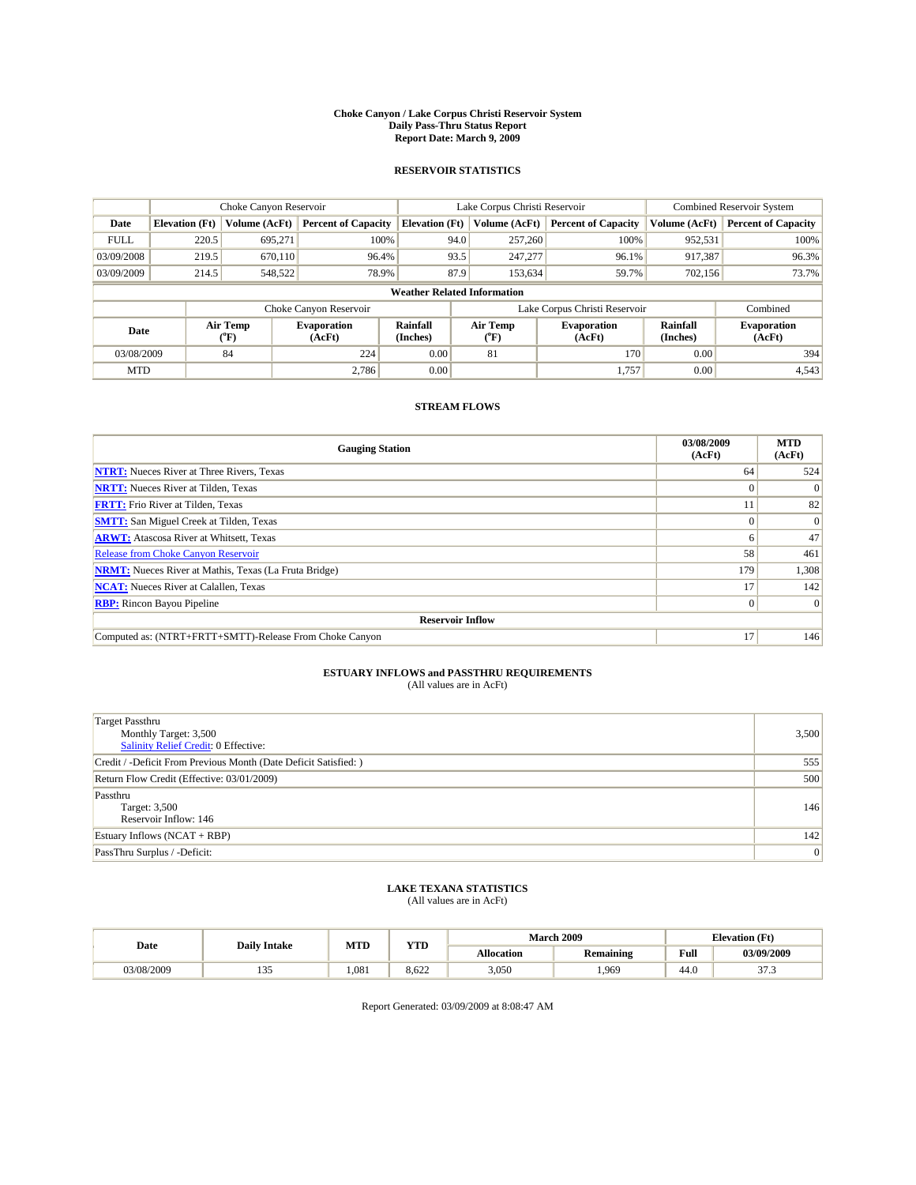# Choke Canyon / Lake Corpus Christi Reservoir System
## Daily Pass-Thru Status Report
### Report Date: March 9, 2009

## RESERVOIR STATISTICS

| | Choke Canyon Reservoir | | | Lake Corpus Christi Reservoir | | | Combined Reservoir System | |
|---|---|---|---|---|---|---|---|---|
| Date | Elevation (Ft) | Volume (AcFt) | Percent of Capacity | Elevation (Ft) | Volume (AcFt) | Percent of Capacity | Volume (AcFt) | Percent of Capacity |
| FULL | 220.5 | 695,271 | 100% | 94.0 | 257,260 | 100% | 952,531 | 100% |
| 03/09/2008 | 219.5 | 670,110 | 96.4% | 93.5 | 247,277 | 96.1% | 917,387 | 96.3% |
| 03/09/2009 | 214.5 | 548,522 | 78.9% | 87.9 | 153,634 | 59.7% | 702,156 | 73.7% |

**Weather Related Information**

| | Choke Canyon Reservoir | | | Lake Corpus Christi Reservoir | | | Combined |
|---|---|---|---|---|---|---|---|
| Date | Air Temp (°F) | Evaporation (AcFt) | Rainfall (Inches) | Air Temp (°F) | Evaporation (AcFt) | Rainfall (Inches) | Evaporation (AcFt) |
| 03/08/2009 | 84 | 224 | 0.00 | 81 | 170 | 0.00 | 394 |
| MTD | | 2,786 | 0.00 | | 1,757 | 0.00 | 4,543 |

## STREAM FLOWS

| Gauging Station | 03/08/2009 (AcFt) | MTD (AcFt) |
|---|---|---|
| NTRT: Nueces River at Three Rivers, Texas | 64 | 524 |
| NRTT: Nueces River at Tilden, Texas | 0 | 0 |
| FRTT: Frio River at Tilden, Texas | 11 | 82 |
| SMTT: San Miguel Creek at Tilden, Texas | 0 | 0 |
| ARWT: Atascosa River at Whitsett, Texas | 6 | 47 |
| Release from Choke Canyon Reservoir | 58 | 461 |
| NRMT: Nueces River at Mathis, Texas (La Fruta Bridge) | 179 | 1,308 |
| NCAT: Nueces River at Calallen, Texas | 17 | 142 |
| RBP: Rincon Bayou Pipeline | 0 | 0 |
| **Reservoir Inflow** | | |
| Computed as: (NTRT+FRTT+SMTT)-Release From Choke Canyon | 17 | 146 |

## ESTUARY INFLOWS and PASSTHRU REQUIREMENTS
(All values are in AcFt)

| | |
|---|---|
| Target Passthru<br>Monthly Target: 3,500<br>Salinity Relief Credit: 0 Effective: | 3,500 |
| Credit / -Deficit From Previous Month (Date Deficit Satisfied: ) | 555 |
| Return Flow Credit (Effective: 03/01/2009) | 500 |
| Passthru<br>Target: 3,500<br>Reservoir Inflow: 146 | 146 |
| Estuary Inflows (NCAT + RBP) | 142 |
| PassThru Surplus / -Deficit: | 0 |

## LAKE TEXANA STATISTICS
(All values are in AcFt)

| Date | Daily Intake | MTD | YTD | March 2009 | | Elevation (Ft) | |
|---|---|---|---|---|---|---|---|
| | | | | Allocation | Remaining | Full | 03/09/2009 |
| 03/08/2009 | 135 | 1,081 | 8,622 | 3,050 | 1,969 | 44.0 | 37.3 |

Report Generated: 03/09/2009 at 8:08:47 AM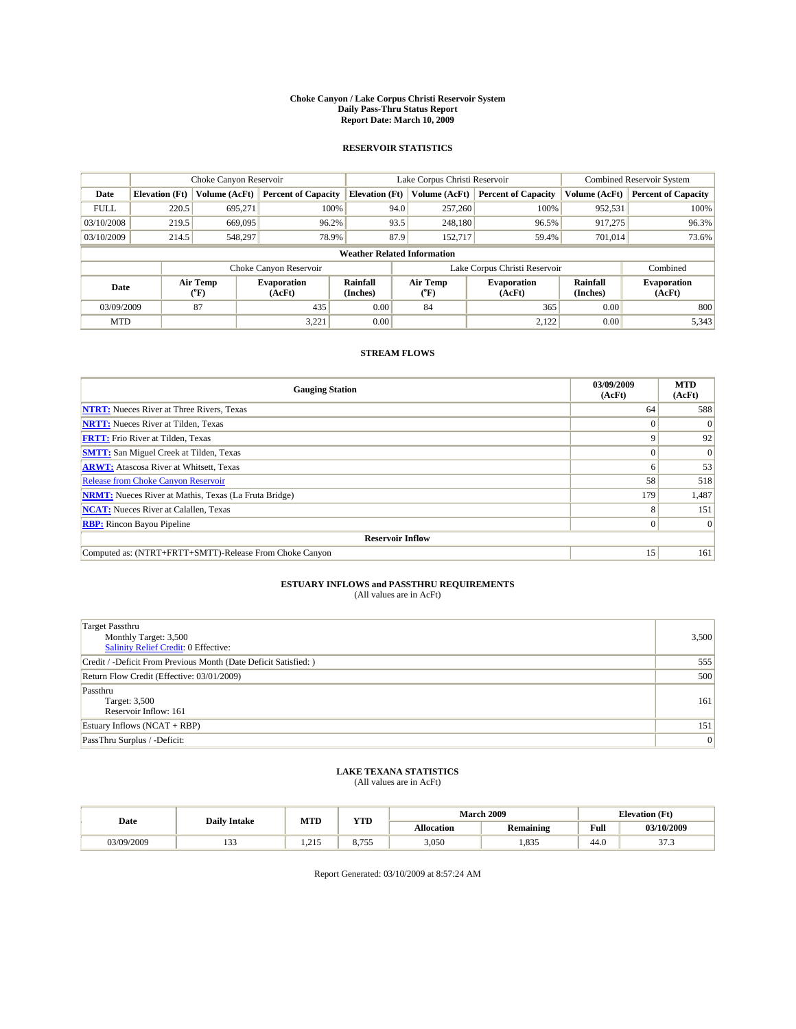# Choke Canyon / Lake Corpus Christi Reservoir System
## Daily Pass-Thru Status Report
## Report Date: March 10, 2009

### RESERVOIR STATISTICS

| | Choke Canyon Reservoir | | | Lake Corpus Christi Reservoir | | | Combined Reservoir System | |
|---|---|---|---|---|---|---|---|---|
| Date | Elevation (Ft) | Volume (AcFt) | Percent of Capacity | Elevation (Ft) | Volume (AcFt) | Percent of Capacity | Volume (AcFt) | Percent of Capacity |
| FULL | 220.5 | 695,271 | 100% | 94.0 | 257,260 | 100% | 952,531 | 100% |
| 03/10/2008 | 219.5 | 669,095 | 96.2% | 93.5 | 248,180 | 96.5% | 917,275 | 96.3% |
| 03/10/2009 | 214.5 | 548,297 | 78.9% | 87.9 | 152,717 | 59.4% | 701,014 | 73.6% |

**Weather Related Information**

| | Choke Canyon Reservoir | | | Lake Corpus Christi Reservoir | | | Combined |
|---|---|---|---|---|---|---|---|
| Date | Air Temp (°F) | Evaporation (AcFt) | Rainfall (Inches) | Air Temp (°F) | Evaporation (AcFt) | Rainfall (Inches) | Evaporation (AcFt) |
| 03/09/2009 | 87 | 435 | 0.00 | 84 | 365 | 0.00 | 800 |
| MTD | | 3,221 | 0.00 | | 2,122 | 0.00 | 5,343 |

### STREAM FLOWS

| Gauging Station | 03/09/2009 (AcFt) | MTD (AcFt) |
|---|---|---|
| NTRT: Nueces River at Three Rivers, Texas | 64 | 588 |
| NRTT: Nueces River at Tilden, Texas | 0 | 0 |
| FRTT: Frio River at Tilden, Texas | 9 | 92 |
| SMTT: San Miguel Creek at Tilden, Texas | 0 | 0 |
| ARWT: Atascosa River at Whitsett, Texas | 6 | 53 |
| Release from Choke Canyon Reservoir | 58 | 518 |
| NRMT: Nueces River at Mathis, Texas (La Fruta Bridge) | 179 | 1,487 |
| NCAT: Nueces River at Calallen, Texas | 8 | 151 |
| RBP: Rincon Bayou Pipeline | 0 | 0 |
| **Reservoir Inflow** | | |
| Computed as: (NTRT+FRTT+SMTT)-Release From Choke Canyon | 15 | 161 |

### ESTUARY INFLOWS and PASSTHRU REQUIREMENTS
(All values are in AcFt)

| | |
|---|---|
| Target Passthru<br>Monthly Target: 3,500<br>Salinity Relief Credit: 0 Effective: | 3,500 |
| Credit / -Deficit From Previous Month (Date Deficit Satisfied: ) | 555 |
| Return Flow Credit (Effective: 03/01/2009) | 500 |
| Passthru<br>Target: 3,500<br>Reservoir Inflow: 161 | 161 |
| Estuary Inflows (NCAT + RBP) | 151 |
| PassThru Surplus / -Deficit: | 0 |

### LAKE TEXANA STATISTICS
(All values are in AcFt)

| Date | Daily Intake | MTD | YTD | March 2009 | | Elevation (Ft) | |
|---|---|---|---|---|---|---|---|
| | | | | Allocation | Remaining | Full | 03/10/2009 |
| 03/09/2009 | 133 | 1,215 | 8,755 | 3,050 | 1,835 | 44.0 | 37.3 |

Report Generated: 03/10/2009 at 8:57:24 AM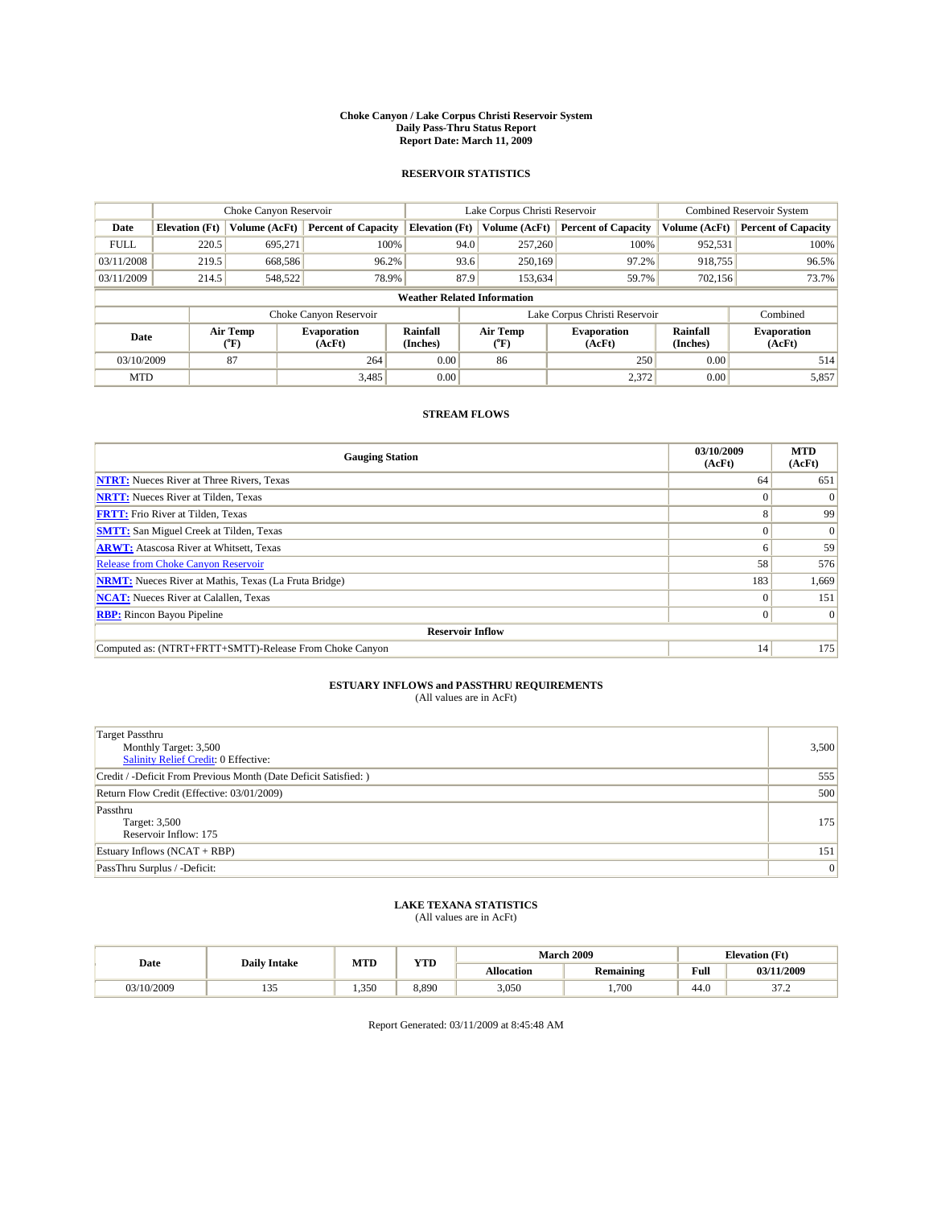# Choke Canyon / Lake Corpus Christi Reservoir System
## Daily Pass-Thru Status Report
## Report Date: March 11, 2009

### RESERVOIR STATISTICS

| | Choke Canyon Reservoir | | | Lake Corpus Christi Reservoir | | | Combined Reservoir System | |
|---|---|---|---|---|---|---|---|---|
| Date | Elevation (Ft) | Volume (AcFt) | Percent of Capacity | Elevation (Ft) | Volume (AcFt) | Percent of Capacity | Volume (AcFt) | Percent of Capacity |
| FULL | 220.5 | 695,271 | 100% | 94.0 | 257,260 | 100% | 952,531 | 100% |
| 03/11/2008 | 219.5 | 668,586 | 96.2% | 93.6 | 250,169 | 97.2% | 918,755 | 96.5% |
| 03/11/2009 | 214.5 | 548,522 | 78.9% | 87.9 | 153,634 | 59.7% | 702,156 | 73.7% |

**Weather Related Information**

| | Choke Canyon Reservoir | | | Lake Corpus Christi Reservoir | | | Combined |
|---|---|---|---|---|---|---|---|
| Date | Air Temp (°F) | Evaporation (AcFt) | Rainfall (Inches) | Air Temp (°F) | Evaporation (AcFt) | Rainfall (Inches) | Evaporation (AcFt) |
| 03/10/2009 | 87 | 264 | 0.00 | 86 | 250 | 0.00 | 514 |
| MTD | | 3,485 | 0.00 | | 2,372 | 0.00 | 5,857 |

### STREAM FLOWS

| Gauging Station | 03/10/2009 (AcFt) | MTD (AcFt) |
|---|---|---|
| **NTRT:** Nueces River at Three Rivers, Texas | 64 | 651 |
| **NRTT:** Nueces River at Tilden, Texas | 0 | 0 |
| **FRTT:** Frio River at Tilden, Texas | 8 | 99 |
| **SMTT:** San Miguel Creek at Tilden, Texas | 0 | 0 |
| **ARWT:** Atascosa River at Whitsett, Texas | 6 | 59 |
| Release from Choke Canyon Reservoir | 58 | 576 |
| **NRMT:** Nueces River at Mathis, Texas (La Fruta Bridge) | 183 | 1,669 |
| **NCAT:** Nueces River at Calallen, Texas | 0 | 151 |
| **RBP:** Rincon Bayou Pipeline | 0 | 0 |
| **Reservoir Inflow** | | |
| Computed as: (NTRT+FRTT+SMTT)-Release From Choke Canyon | 14 | 175 |

### ESTUARY INFLOWS and PASSTHRU REQUIREMENTS
(All values are in AcFt)

| | |
|---|---|
| Target Passthru<br>Monthly Target: 3,500<br>Salinity Relief Credit: 0 Effective: | 3,500 |
| Credit / -Deficit From Previous Month (Date Deficit Satisfied: ) | 555 |
| Return Flow Credit (Effective: 03/01/2009) | 500 |
| Passthru<br>Target: 3,500<br>Reservoir Inflow: 175 | 175 |
| Estuary Inflows (NCAT + RBP) | 151 |
| PassThru Surplus / -Deficit: | 0 |

### LAKE TEXANA STATISTICS
(All values are in AcFt)

| Date | Daily Intake | MTD | YTD | March 2009 | | Elevation (Ft) | |
|---|---|---|---|---|---|---|---|
| | | | | Allocation | Remaining | Full | 03/11/2009 |
| 03/10/2009 | 135 | 1,350 | 8,890 | 3,050 | 1,700 | 44.0 | 37.2 |

Report Generated: 03/11/2009 at 8:45:48 AM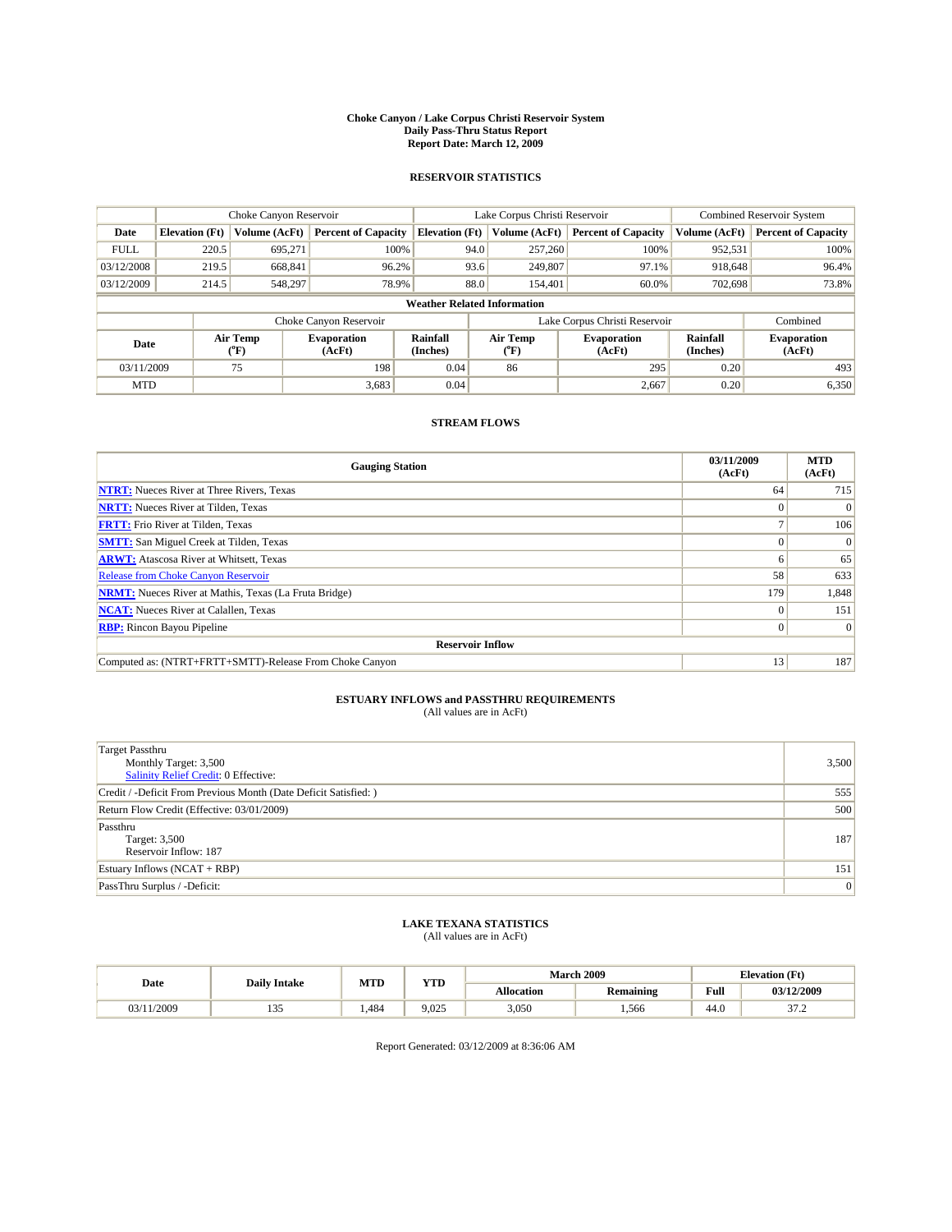# Choke Canyon / Lake Corpus Christi Reservoir System
## Daily Pass-Thru Status Report
### Report Date: March 12, 2009

## RESERVOIR STATISTICS

| | Choke Canyon Reservoir | | | Lake Corpus Christi Reservoir | | | Combined Reservoir System | |
|---|---|---|---|---|---|---|---|---|
| Date | Elevation (Ft) | Volume (AcFt) | Percent of Capacity | Elevation (Ft) | Volume (AcFt) | Percent of Capacity | Volume (AcFt) | Percent of Capacity |
| FULL | 220.5 | 695,271 | 100% | 94.0 | 257,260 | 100% | 952,531 | 100% |
| 03/12/2008 | 219.5 | 668,841 | 96.2% | 93.6 | 249,807 | 97.1% | 918,648 | 96.4% |
| 03/12/2009 | 214.5 | 548,297 | 78.9% | 88.0 | 154,401 | 60.0% | 702,698 | 73.8% |

**Weather Related Information**

| | Choke Canyon Reservoir | | | Lake Corpus Christi Reservoir | | | Combined |
|---|---|---|---|---|---|---|---|
| Date | Air Temp (°F) | Evaporation (AcFt) | Rainfall (Inches) | Air Temp (°F) | Evaporation (AcFt) | Rainfall (Inches) | Evaporation (AcFt) |
| 03/11/2009 | 75 | 198 | 0.04 | 86 | 295 | 0.20 | 493 |
| MTD | | 3,683 | 0.04 | | 2,667 | 0.20 | 6,350 |

## STREAM FLOWS

| Gauging Station | 03/11/2009 (AcFt) | MTD (AcFt) |
|---|---|---|
| **NTRT:** Nueces River at Three Rivers, Texas | 64 | 715 |
| **NRTT:** Nueces River at Tilden, Texas | 0 | 0 |
| **FRTT:** Frio River at Tilden, Texas | 7 | 106 |
| **SMTT:** San Miguel Creek at Tilden, Texas | 0 | 0 |
| **ARWT:** Atascosa River at Whitsett, Texas | 6 | 65 |
| Release from Choke Canyon Reservoir | 58 | 633 |
| **NRMT:** Nueces River at Mathis, Texas (La Fruta Bridge) | 179 | 1,848 |
| **NCAT:** Nueces River at Calallen, Texas | 0 | 151 |
| **RBP:** Rincon Bayou Pipeline | 0 | 0 |
| **Reservoir Inflow** | | |
| Computed as: (NTRT+FRTT+SMTT)-Release From Choke Canyon | 13 | 187 |

## ESTUARY INFLOWS and PASSTHRU REQUIREMENTS
(All values are in AcFt)

| | |
|---|---|
| Target Passthru<br>Monthly Target: 3,500<br>Salinity Relief Credit: 0 Effective: | 3,500 |
| Credit / -Deficit From Previous Month (Date Deficit Satisfied: ) | 555 |
| Return Flow Credit (Effective: 03/01/2009) | 500 |
| Passthru<br>Target: 3,500<br>Reservoir Inflow: 187 | 187 |
| Estuary Inflows (NCAT + RBP) | 151 |
| PassThru Surplus / -Deficit: | 0 |

## LAKE TEXANA STATISTICS
(All values are in AcFt)

| Date | Daily Intake | MTD | YTD | March 2009 | | Elevation (Ft) | |
|---|---|---|---|---|---|---|---|
| | | | | Allocation | Remaining | Full | 03/12/2009 |
| 03/11/2009 | 135 | 1,484 | 9,025 | 3,050 | 1,566 | 44.0 | 37.2 |

Report Generated: 03/12/2009 at 8:36:06 AM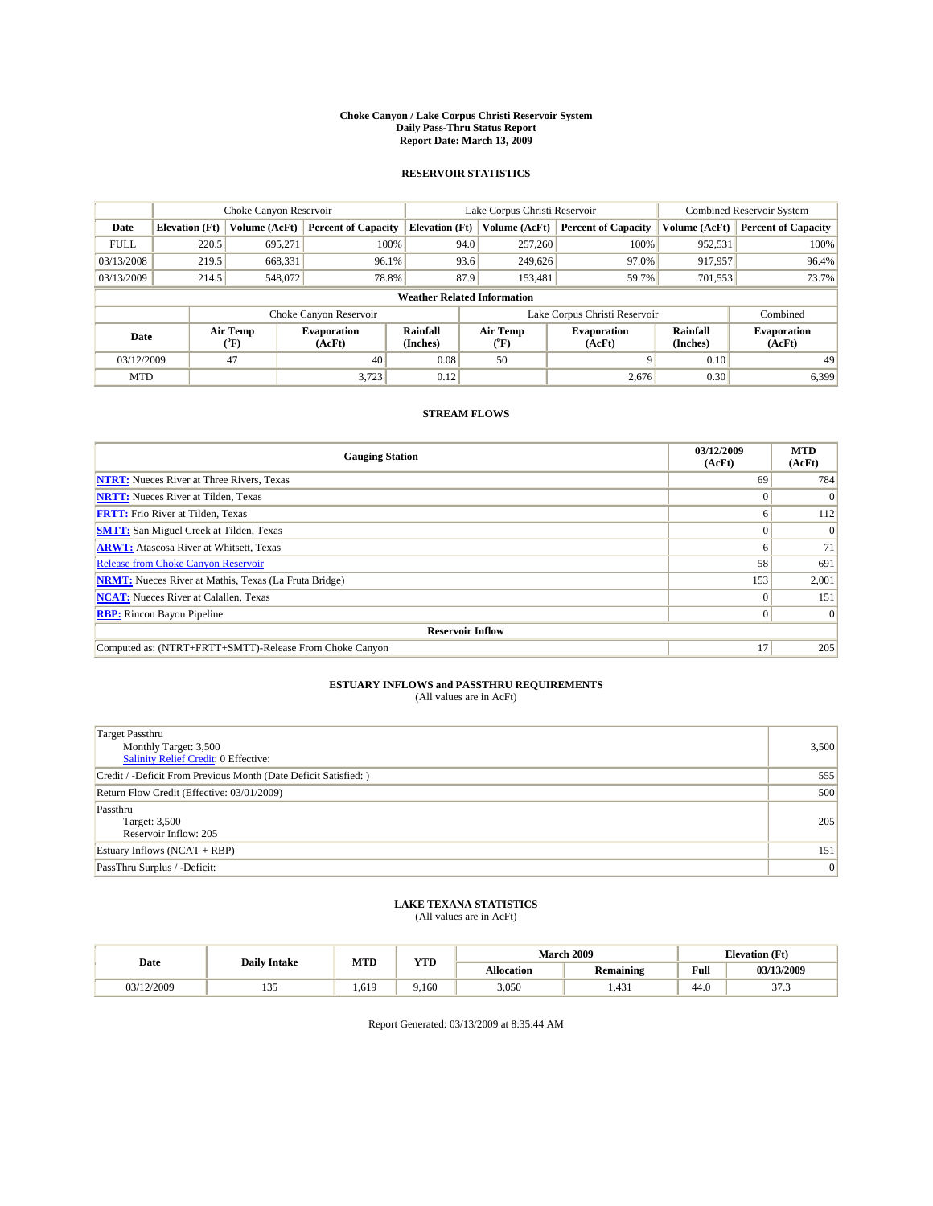# Choke Canyon / Lake Corpus Christi Reservoir System
## Daily Pass-Thru Status Report
### Report Date: March 13, 2009

## RESERVOIR STATISTICS

| | Choke Canyon Reservoir | | | Lake Corpus Christi Reservoir | | | Combined Reservoir System | |
|---|---|---|---|---|---|---|---|---|
| Date | Elevation (Ft) | Volume (AcFt) | Percent of Capacity | Elevation (Ft) | Volume (AcFt) | Percent of Capacity | Volume (AcFt) | Percent of Capacity |
| FULL | 220.5 | 695,271 | 100% | 94.0 | 257,260 | 100% | 952,531 | 100% |
| 03/13/2008 | 219.5 | 668,331 | 96.1% | 93.6 | 249,626 | 97.0% | 917,957 | 96.4% |
| 03/13/2009 | 214.5 | 548,072 | 78.8% | 87.9 | 153,481 | 59.7% | 701,553 | 73.7% |

### Weather Related Information

| | Choke Canyon Reservoir | | | Lake Corpus Christi Reservoir | | | Combined |
|---|---|---|---|---|---|---|---|
| Date | Air Temp (°F) | Evaporation (AcFt) | Rainfall (Inches) | Air Temp (°F) | Evaporation (AcFt) | Rainfall (Inches) | Evaporation (AcFt) |
| 03/12/2009 | 47 | 40 | 0.08 | 50 | 9 | 0.10 | 49 |
| MTD | | 3,723 | 0.12 | | 2,676 | 0.30 | 6,399 |

## STREAM FLOWS

| Gauging Station | 03/12/2009 (AcFt) | MTD (AcFt) |
|---|---|---|
| NTRT: Nueces River at Three Rivers, Texas | 69 | 784 |
| NRTT: Nueces River at Tilden, Texas | 0 | 0 |
| FRTT: Frio River at Tilden, Texas | 6 | 112 |
| SMTT: San Miguel Creek at Tilden, Texas | 0 | 0 |
| ARWT: Atascosa River at Whitsett, Texas | 6 | 71 |
| Release from Choke Canyon Reservoir | 58 | 691 |
| NRMT: Nueces River at Mathis, Texas (La Fruta Bridge) | 153 | 2,001 |
| NCAT: Nueces River at Calallen, Texas | 0 | 151 |
| RBP: Rincon Bayou Pipeline | 0 | 0 |
| **Reservoir Inflow** | | |
| Computed as: (NTRT+FRTT+SMTT)-Release From Choke Canyon | 17 | 205 |

## ESTUARY INFLOWS and PASSTHRU REQUIREMENTS
(All values are in AcFt)

| | |
|---|---|
| Target Passthru<br>Monthly Target: 3,500<br>Salinity Relief Credit: 0 Effective: | 3,500 |
| Credit / -Deficit From Previous Month (Date Deficit Satisfied: ) | 555 |
| Return Flow Credit (Effective: 03/01/2009) | 500 |
| Passthru<br>Target: 3,500<br>Reservoir Inflow: 205 | 205 |
| Estuary Inflows (NCAT + RBP) | 151 |
| PassThru Surplus / -Deficit: | 0 |

## LAKE TEXANA STATISTICS
(All values are in AcFt)

| Date | Daily Intake | MTD | YTD | March 2009 | | Elevation (Ft) | |
|---|---|---|---|---|---|---|---|
| | | | | Allocation | Remaining | Full | 03/13/2009 |
| 03/12/2009 | 135 | 1,619 | 9,160 | 3,050 | 1,431 | 44.0 | 37.3 |

Report Generated: 03/13/2009 at 8:35:44 AM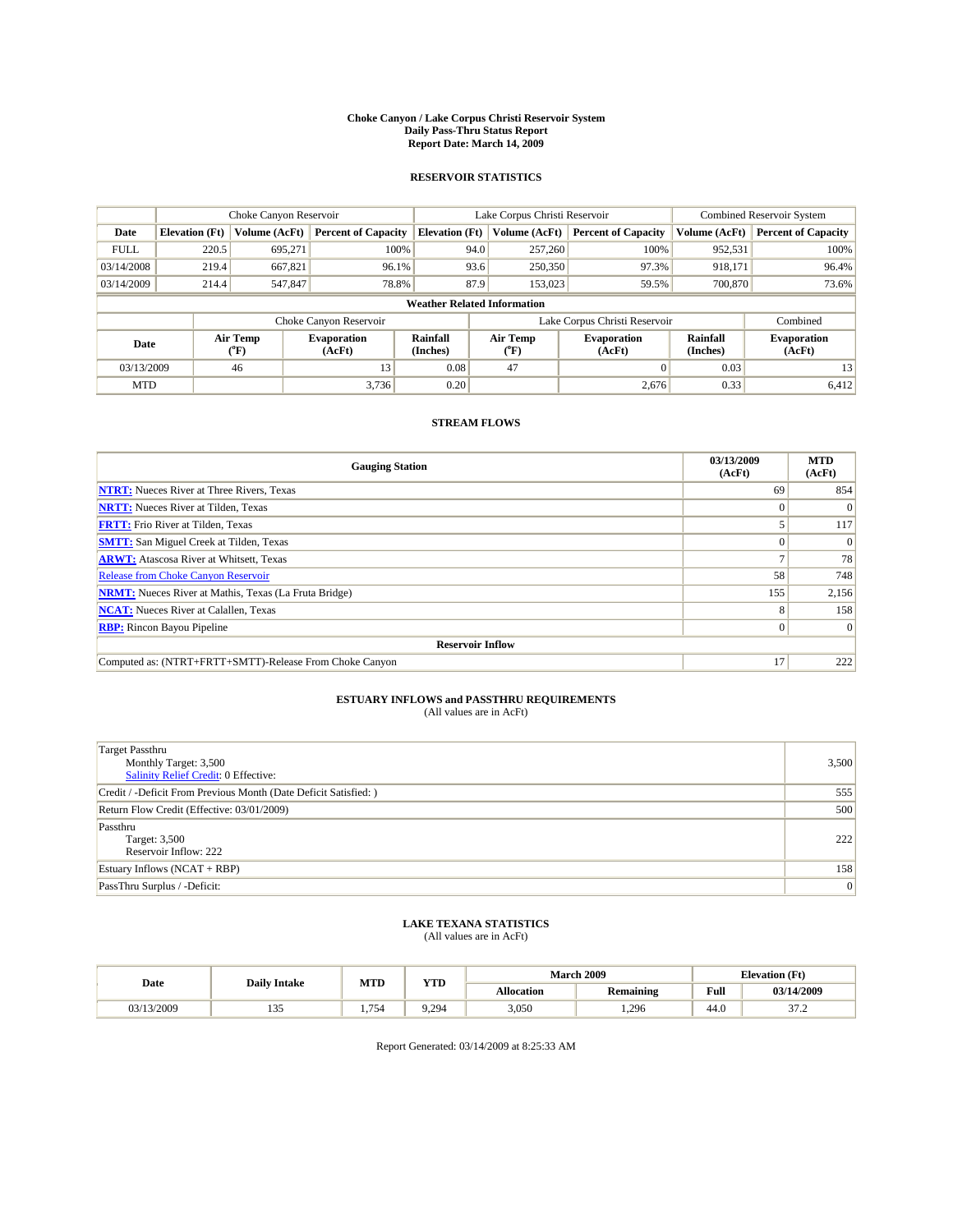# Choke Canyon / Lake Corpus Christi Reservoir System
## Daily Pass-Thru Status Report
## Report Date: March 14, 2009

### RESERVOIR STATISTICS

| | Choke Canyon Reservoir | | | Lake Corpus Christi Reservoir | | | Combined Reservoir System | |
|---|---|---|---|---|---|---|---|---|
| Date | Elevation (Ft) | Volume (AcFt) | Percent of Capacity | Elevation (Ft) | Volume (AcFt) | Percent of Capacity | Volume (AcFt) | Percent of Capacity |
| FULL | 220.5 | 695,271 | 100% | 94.0 | 257,260 | 100% | 952,531 | 100% |
| 03/14/2008 | 219.4 | 667,821 | 96.1% | 93.6 | 250,350 | 97.3% | 918,171 | 96.4% |
| 03/14/2009 | 214.4 | 547,847 | 78.8% | 87.9 | 153,023 | 59.5% | 700,870 | 73.6% |

**Weather Related Information**

| | Choke Canyon Reservoir | | | Lake Corpus Christi Reservoir | | | Combined |
|---|---|---|---|---|---|---|---|
| Date | Air Temp (°F) | Evaporation (AcFt) | Rainfall (Inches) | Air Temp (°F) | Evaporation (AcFt) | Rainfall (Inches) | Evaporation (AcFt) |
| 03/13/2009 | 46 | 13 | 0.08 | 47 | 0 | 0.03 | 13 |
| MTD | | 3,736 | 0.20 | | 2,676 | 0.33 | 6,412 |

### STREAM FLOWS

| Gauging Station | 03/13/2009 (AcFt) | MTD (AcFt) |
|---|---|---|
| NTRT: Nueces River at Three Rivers, Texas | 69 | 854 |
| NRTT: Nueces River at Tilden, Texas | 0 | 0 |
| FRTT: Frio River at Tilden, Texas | 5 | 117 |
| SMTT: San Miguel Creek at Tilden, Texas | 0 | 0 |
| ARWT: Atascosa River at Whitsett, Texas | 7 | 78 |
| Release from Choke Canyon Reservoir | 58 | 748 |
| NRMT: Nueces River at Mathis, Texas (La Fruta Bridge) | 155 | 2,156 |
| NCAT: Nueces River at Calallen, Texas | 8 | 158 |
| RBP: Rincon Bayou Pipeline | 0 | 0 |
| **Reservoir Inflow** | | |
| Computed as: (NTRT+FRTT+SMTT)-Release From Choke Canyon | 17 | 222 |

### ESTUARY INFLOWS and PASSTHRU REQUIREMENTS
(All values are in AcFt)

| | |
|---|---|
| Target Passthru<br>Monthly Target: 3,500<br>Salinity Relief Credit: 0 Effective: | 3,500 |
| Credit / -Deficit From Previous Month (Date Deficit Satisfied: ) | 555 |
| Return Flow Credit (Effective: 03/01/2009) | 500 |
| Passthru<br>Target: 3,500<br>Reservoir Inflow: 222 | 222 |
| Estuary Inflows (NCAT + RBP) | 158 |
| PassThru Surplus / -Deficit: | 0 |

### LAKE TEXANA STATISTICS
(All values are in AcFt)

| Date | Daily Intake | MTD | YTD | March 2009 | | Elevation (Ft) | |
|---|---|---|---|---|---|---|---|
| | | | | Allocation | Remaining | Full | 03/14/2009 |
| 03/13/2009 | 135 | 1,754 | 9,294 | 3,050 | 1,296 | 44.0 | 37.2 |

Report Generated: 03/14/2009 at 8:25:33 AM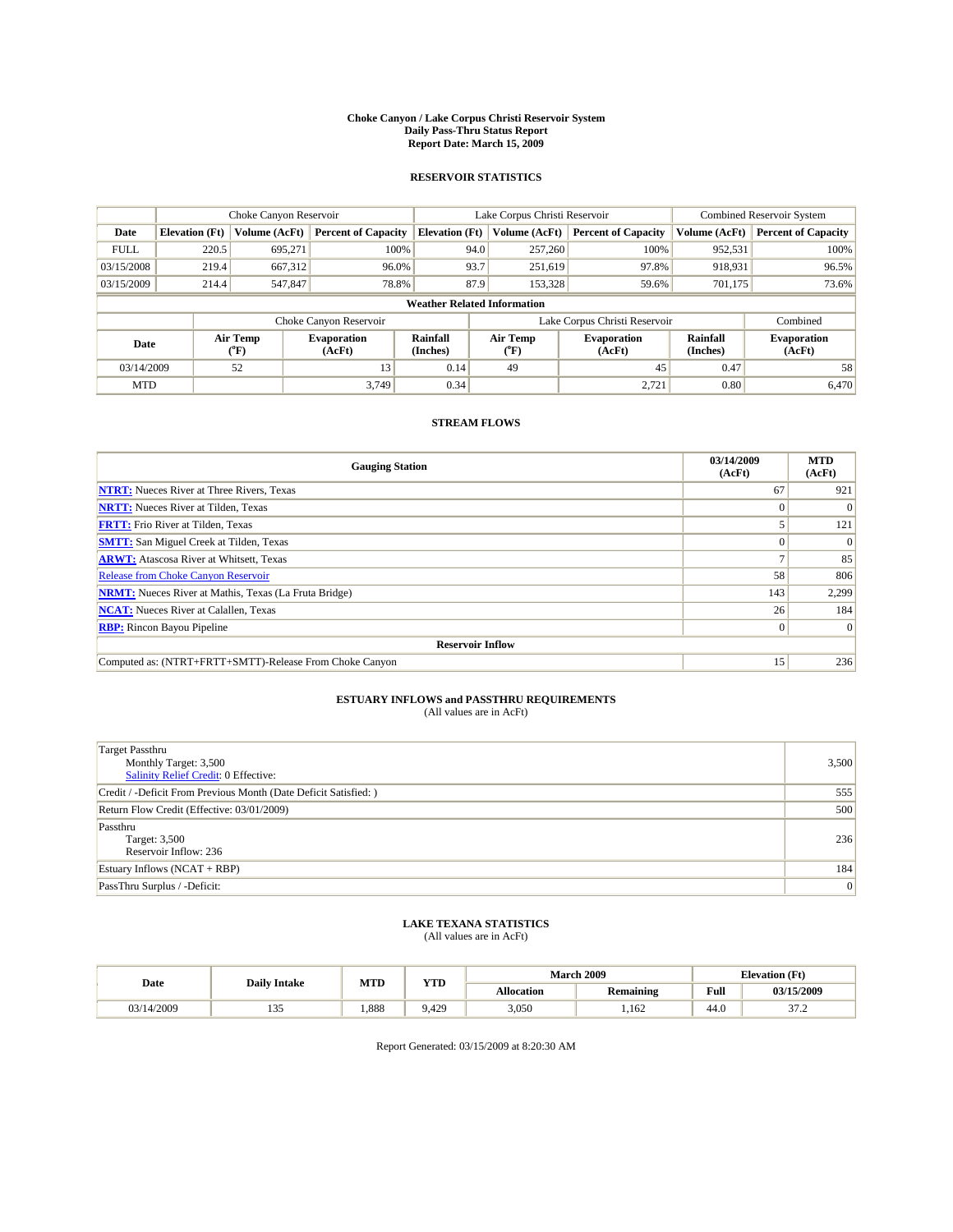# Choke Canyon / Lake Corpus Christi Reservoir System
## Daily Pass-Thru Status Report
## Report Date: March 15, 2009

### RESERVOIR STATISTICS

| | Choke Canyon Reservoir | | | Lake Corpus Christi Reservoir | | | Combined Reservoir System | |
|---|---|---|---|---|---|---|---|---|
| Date | Elevation (Ft) | Volume (AcFt) | Percent of Capacity | Elevation (Ft) | Volume (AcFt) | Percent of Capacity | Volume (AcFt) | Percent of Capacity |
| FULL | 220.5 | 695,271 | 100% | 94.0 | 257,260 | 100% | 952,531 | 100% |
| 03/15/2008 | 219.4 | 667,312 | 96.0% | 93.7 | 251,619 | 97.8% | 918,931 | 96.5% |
| 03/15/2009 | 214.4 | 547,847 | 78.8% | 87.9 | 153,328 | 59.6% | 701,175 | 73.6% |

**Weather Related Information**

| | Choke Canyon Reservoir | | | Lake Corpus Christi Reservoir | | | Combined |
|---|---|---|---|---|---|---|---|
| Date | Air Temp (°F) | Evaporation (AcFt) | Rainfall (Inches) | Air Temp (°F) | Evaporation (AcFt) | Rainfall (Inches) | Evaporation (AcFt) |
| 03/14/2009 | 52 | 13 | 0.14 | 49 | 45 | 0.47 | 58 |
| MTD | | 3,749 | 0.34 | | 2,721 | 0.80 | 6,470 |

### STREAM FLOWS

| Gauging Station | 03/14/2009 (AcFt) | MTD (AcFt) |
|---|---|---|
| NTRT: Nueces River at Three Rivers, Texas | 67 | 921 |
| NRTT: Nueces River at Tilden, Texas | 0 | 0 |
| FRTT: Frio River at Tilden, Texas | 5 | 121 |
| SMTT: San Miguel Creek at Tilden, Texas | 0 | 0 |
| ARWT: Atascosa River at Whitsett, Texas | 7 | 85 |
| Release from Choke Canyon Reservoir | 58 | 806 |
| NRMT: Nueces River at Mathis, Texas (La Fruta Bridge) | 143 | 2,299 |
| NCAT: Nueces River at Calallen, Texas | 26 | 184 |
| RBP: Rincon Bayou Pipeline | 0 | 0 |
| **Reservoir Inflow** | | |
| Computed as: (NTRT+FRTT+SMTT)-Release From Choke Canyon | 15 | 236 |

### ESTUARY INFLOWS and PASSTHRU REQUIREMENTS
(All values are in AcFt)

| | |
|---|---|
| Target Passthru<br>Monthly Target: 3,500<br>Salinity Relief Credit: 0 Effective: | 3,500 |
| Credit / -Deficit From Previous Month (Date Deficit Satisfied: ) | 555 |
| Return Flow Credit (Effective: 03/01/2009) | 500 |
| Passthru<br>Target: 3,500<br>Reservoir Inflow: 236 | 236 |
| Estuary Inflows (NCAT + RBP) | 184 |
| PassThru Surplus / -Deficit: | 0 |

### LAKE TEXANA STATISTICS
(All values are in AcFt)

| Date | Daily Intake | MTD | YTD | March 2009 | | Elevation (Ft) | |
|---|---|---|---|---|---|---|---|
| | | | | Allocation | Remaining | Full | 03/15/2009 |
| 03/14/2009 | 135 | 1,888 | 9,429 | 3,050 | 1,162 | 44.0 | 37.2 |

Report Generated: 03/15/2009 at 8:20:30 AM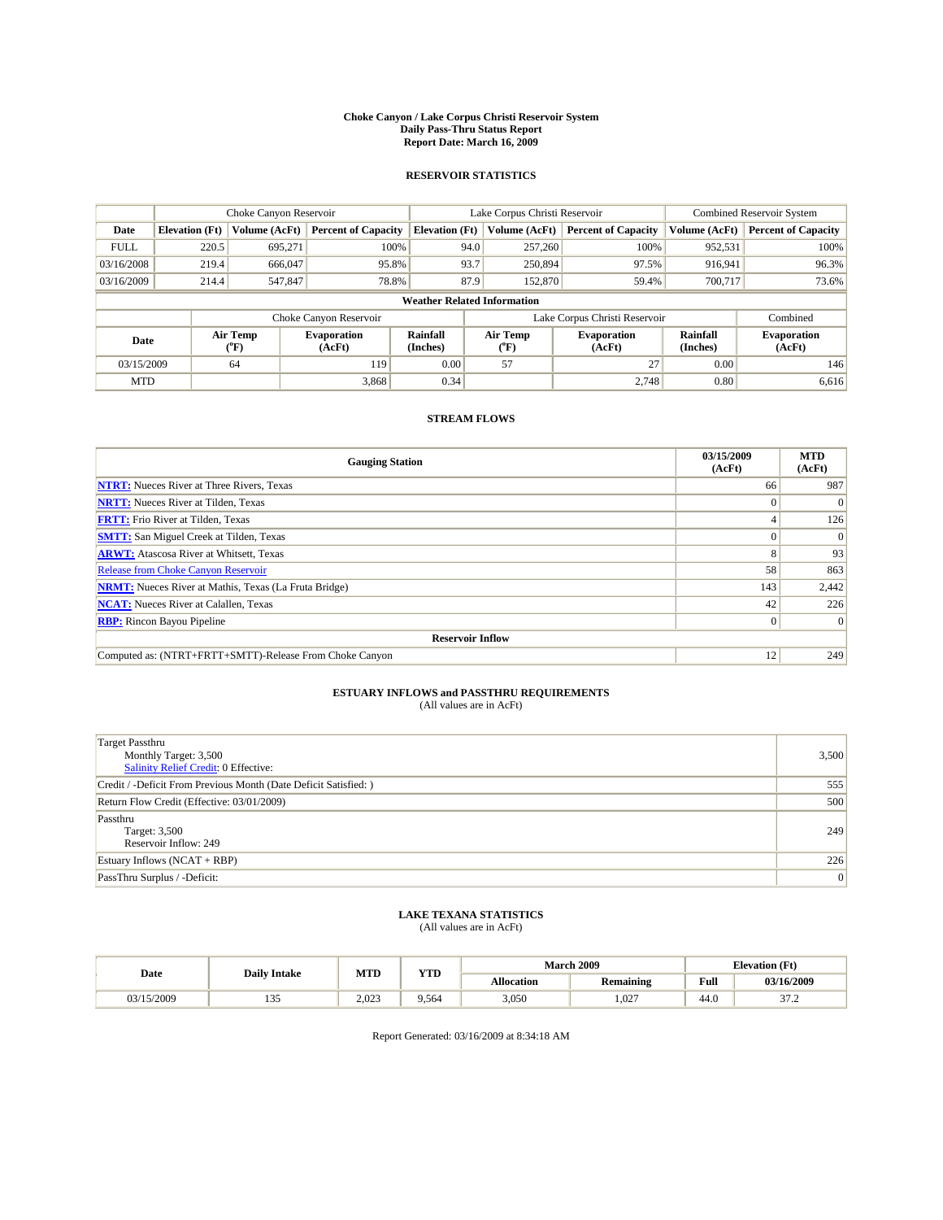# Choke Canyon / Lake Corpus Christi Reservoir System
## Daily Pass-Thru Status Report
### Report Date: March 16, 2009

## RESERVOIR STATISTICS

| | Choke Canyon Reservoir | | | Lake Corpus Christi Reservoir | | | Combined Reservoir System | |
|---|---|---|---|---|---|---|---|---|
| Date | Elevation (Ft) | Volume (AcFt) | Percent of Capacity | Elevation (Ft) | Volume (AcFt) | Percent of Capacity | Volume (AcFt) | Percent of Capacity |
| FULL | 220.5 | 695,271 | 100% | 94.0 | 257,260 | 100% | 952,531 | 100% |
| 03/16/2008 | 219.4 | 666,047 | 95.8% | 93.7 | 250,894 | 97.5% | 916,941 | 96.3% |
| 03/16/2009 | 214.4 | 547,847 | 78.8% | 87.9 | 152,870 | 59.4% | 700,717 | 73.6% |

**Weather Related Information**

| | Choke Canyon Reservoir | | | Lake Corpus Christi Reservoir | | | Combined |
|---|---|---|---|---|---|---|---|
| Date | Air Temp (°F) | Evaporation (AcFt) | Rainfall (Inches) | Air Temp (°F) | Evaporation (AcFt) | Rainfall (Inches) | Evaporation (AcFt) |
| 03/15/2009 | 64 | 119 | 0.00 | 57 | 27 | 0.00 | 146 |
| MTD | | 3,868 | 0.34 | | 2,748 | 0.80 | 6,616 |

## STREAM FLOWS

| Gauging Station | 03/15/2009 (AcFt) | MTD (AcFt) |
|---|---|---|
| NTRT: Nueces River at Three Rivers, Texas | 66 | 987 |
| NRTT: Nueces River at Tilden, Texas | 0 | 0 |
| FRTT: Frio River at Tilden, Texas | 4 | 126 |
| SMTT: San Miguel Creek at Tilden, Texas | 0 | 0 |
| ARWT: Atascosa River at Whitsett, Texas | 8 | 93 |
| Release from Choke Canyon Reservoir | 58 | 863 |
| NRMT: Nueces River at Mathis, Texas (La Fruta Bridge) | 143 | 2,442 |
| NCAT: Nueces River at Calallen, Texas | 42 | 226 |
| RBP: Rincon Bayou Pipeline | 0 | 0 |
| **Reservoir Inflow** | | |
| Computed as: (NTRT+FRTT+SMTT)-Release From Choke Canyon | 12 | 249 |

## ESTUARY INFLOWS and PASSTHRU REQUIREMENTS
(All values are in AcFt)

| | |
|---|---|
| Target Passthru<br>Monthly Target: 3,500<br>Salinity Relief Credit: 0 Effective: | 3,500 |
| Credit / -Deficit From Previous Month (Date Deficit Satisfied: ) | 555 |
| Return Flow Credit (Effective: 03/01/2009) | 500 |
| Passthru<br>Target: 3,500<br>Reservoir Inflow: 249 | 249 |
| Estuary Inflows (NCAT + RBP) | 226 |
| PassThru Surplus / -Deficit: | 0 |

## LAKE TEXANA STATISTICS
(All values are in AcFt)

| Date | Daily Intake | MTD | YTD | March 2009 | | Elevation (Ft) | |
|---|---|---|---|---|---|---|---|
| | | | | Allocation | Remaining | Full | 03/16/2009 |
| 03/15/2009 | 135 | 2,023 | 9,564 | 3,050 | 1,027 | 44.0 | 37.2 |

Report Generated: 03/16/2009 at 8:34:18 AM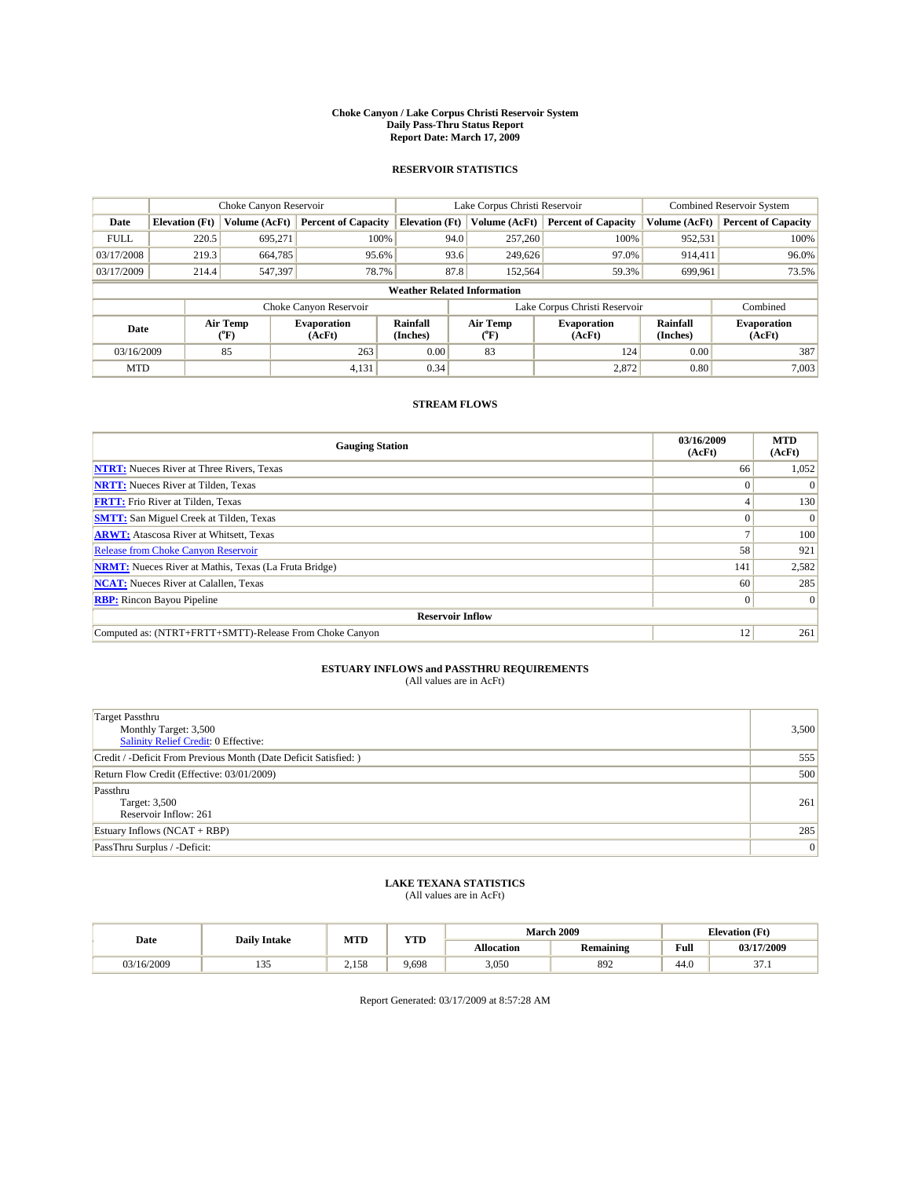# Choke Canyon / Lake Corpus Christi Reservoir System
## Daily Pass-Thru Status Report
## Report Date: March 17, 2009

### RESERVOIR STATISTICS

| | Choke Canyon Reservoir | | | Lake Corpus Christi Reservoir | | | Combined Reservoir System | |
|---|---|---|---|---|---|---|---|---|
| Date | Elevation (Ft) | Volume (AcFt) | Percent of Capacity | Elevation (Ft) | Volume (AcFt) | Percent of Capacity | Volume (AcFt) | Percent of Capacity |
| FULL | 220.5 | 695,271 | 100% | 94.0 | 257,260 | 100% | 952,531 | 100% |
| 03/17/2008 | 219.3 | 664,785 | 95.6% | 93.6 | 249,626 | 97.0% | 914,411 | 96.0% |
| 03/17/2009 | 214.4 | 547,397 | 78.7% | 87.8 | 152,564 | 59.3% | 699,961 | 73.5% |

**Weather Related Information**

| | Choke Canyon Reservoir | | | Lake Corpus Christi Reservoir | | | Combined |
|---|---|---|---|---|---|---|---|
| Date | Air Temp (°F) | Evaporation (AcFt) | Rainfall (Inches) | Air Temp (°F) | Evaporation (AcFt) | Rainfall (Inches) | Evaporation (AcFt) |
| 03/16/2009 | 85 | 263 | 0.00 | 83 | 124 | 0.00 | 387 |
| MTD | | 4,131 | 0.34 | | 2,872 | 0.80 | 7,003 |

### STREAM FLOWS

| Gauging Station | 03/16/2009 (AcFt) | MTD (AcFt) |
|---|---|---|
| NTRT: Nueces River at Three Rivers, Texas | 66 | 1,052 |
| NRTT: Nueces River at Tilden, Texas | 0 | 0 |
| FRTT: Frio River at Tilden, Texas | 4 | 130 |
| SMTT: San Miguel Creek at Tilden, Texas | 0 | 0 |
| ARWT: Atascosa River at Whitsett, Texas | 7 | 100 |
| Release from Choke Canyon Reservoir | 58 | 921 |
| NRMT: Nueces River at Mathis, Texas (La Fruta Bridge) | 141 | 2,582 |
| NCAT: Nueces River at Calallen, Texas | 60 | 285 |
| RBP: Rincon Bayou Pipeline | 0 | 0 |
| **Reservoir Inflow** | | |
| Computed as: (NTRT+FRTT+SMTT)-Release From Choke Canyon | 12 | 261 |

### ESTUARY INFLOWS and PASSTHRU REQUIREMENTS
(All values are in AcFt)

| | |
|---|---|
| Target Passthru<br>Monthly Target: 3,500<br>Salinity Relief Credit: 0 Effective: | 3,500 |
| Credit / -Deficit From Previous Month (Date Deficit Satisfied: ) | 555 |
| Return Flow Credit (Effective: 03/01/2009) | 500 |
| Passthru<br>Target: 3,500<br>Reservoir Inflow: 261 | 261 |
| Estuary Inflows (NCAT + RBP) | 285 |
| PassThru Surplus / -Deficit: | 0 |

### LAKE TEXANA STATISTICS
(All values are in AcFt)

| Date | Daily Intake | MTD | YTD | March 2009 | | Elevation (Ft) | |
|---|---|---|---|---|---|---|---|
| | | | | Allocation | Remaining | Full | 03/17/2009 |
| 03/16/2009 | 135 | 2,158 | 9,698 | 3,050 | 892 | 44.0 | 37.1 |

Report Generated: 03/17/2009 at 8:57:28 AM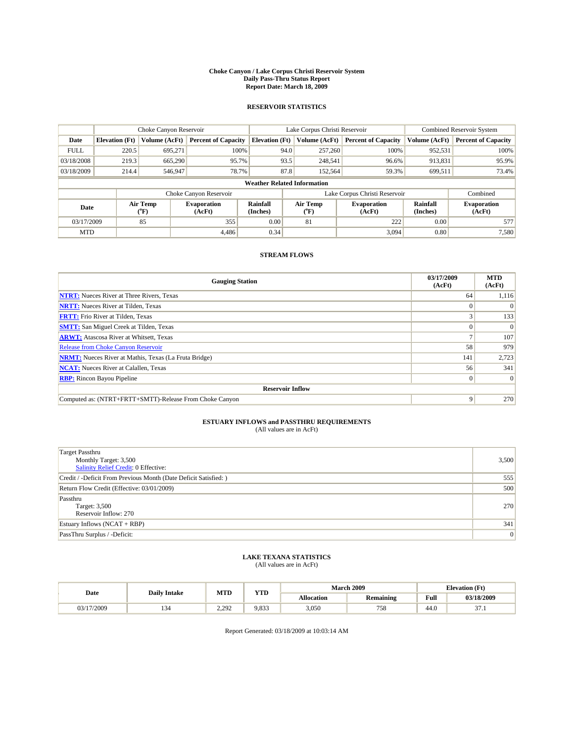# Choke Canyon / Lake Corpus Christi Reservoir System
## Daily Pass-Thru Status Report
## Report Date: March 18, 2009

### RESERVOIR STATISTICS

| | Choke Canyon Reservoir | | | Lake Corpus Christi Reservoir | | | Combined Reservoir System | |
|---|---|---|---|---|---|---|---|---|
| **Date** | **Elevation (Ft)** | **Volume (AcFt)** | **Percent of Capacity** | **Elevation (Ft)** | **Volume (AcFt)** | **Percent of Capacity** | **Volume (AcFt)** | **Percent of Capacity** |
| FULL | 220.5 | 695,271 | 100% | 94.0 | 257,260 | 100% | 952,531 | 100% |
| 03/18/2008 | 219.3 | 665,290 | 95.7% | 93.5 | 248,541 | 96.6% | 913,831 | 95.9% |
| 03/18/2009 | 214.4 | 546,947 | 78.7% | 87.8 | 152,564 | 59.3% | 699,511 | 73.4% |

**Weather Related Information**

| | Choke Canyon Reservoir | | | Lake Corpus Christi Reservoir | | | Combined |
|---|---|---|---|---|---|---|---|
| **Date** | **Air Temp (°F)** | **Evaporation (AcFt)** | **Rainfall (Inches)** | **Air Temp (°F)** | **Evaporation (AcFt)** | **Rainfall (Inches)** | **Evaporation (AcFt)** |
| 03/17/2009 | 85 | 355 | 0.00 | 81 | 222 | 0.00 | 577 |
| MTD | | 4,486 | 0.34 | | 3,094 | 0.80 | 7,580 |

### STREAM FLOWS

| Gauging Station | 03/17/2009 (AcFt) | MTD (AcFt) |
|---|---|---|
| NTRT: Nueces River at Three Rivers, Texas | 64 | 1,116 |
| NRTT: Nueces River at Tilden, Texas | 0 | 0 |
| FRTT: Frio River at Tilden, Texas | 3 | 133 |
| SMTT: San Miguel Creek at Tilden, Texas | 0 | 0 |
| ARWT: Atascosa River at Whitsett, Texas | 7 | 107 |
| Release from Choke Canyon Reservoir | 58 | 979 |
| NRMT: Nueces River at Mathis, Texas (La Fruta Bridge) | 141 | 2,723 |
| NCAT: Nueces River at Calallen, Texas | 56 | 341 |
| RBP: Rincon Bayou Pipeline | 0 | 0 |
| **Reservoir Inflow** | | |
| Computed as: (NTRT+FRTT+SMTT)-Release From Choke Canyon | 9 | 270 |

### ESTUARY INFLOWS and PASSTHRU REQUIREMENTS
(All values are in AcFt)

| | |
|---|---|
| Target Passthru<br>Monthly Target: 3,500<br>Salinity Relief Credit: 0 Effective: | 3,500 |
| Credit / -Deficit From Previous Month (Date Deficit Satisfied: ) | 555 |
| Return Flow Credit (Effective: 03/01/2009) | 500 |
| Passthru<br>Target: 3,500<br>Reservoir Inflow: 270 | 270 |
| Estuary Inflows (NCAT + RBP) | 341 |
| PassThru Surplus / -Deficit: | 0 |

### LAKE TEXANA STATISTICS
(All values are in AcFt)

| Date | Daily Intake | MTD | YTD | March 2009 | | Elevation (Ft) | |
|---|---|---|---|---|---|---|---|
| | | | | **Allocation** | **Remaining** | **Full** | **03/18/2009** |
| 03/17/2009 | 134 | 2,292 | 9,833 | 3,050 | 758 | 44.0 | 37.1 |

Report Generated: 03/18/2009 at 10:03:14 AM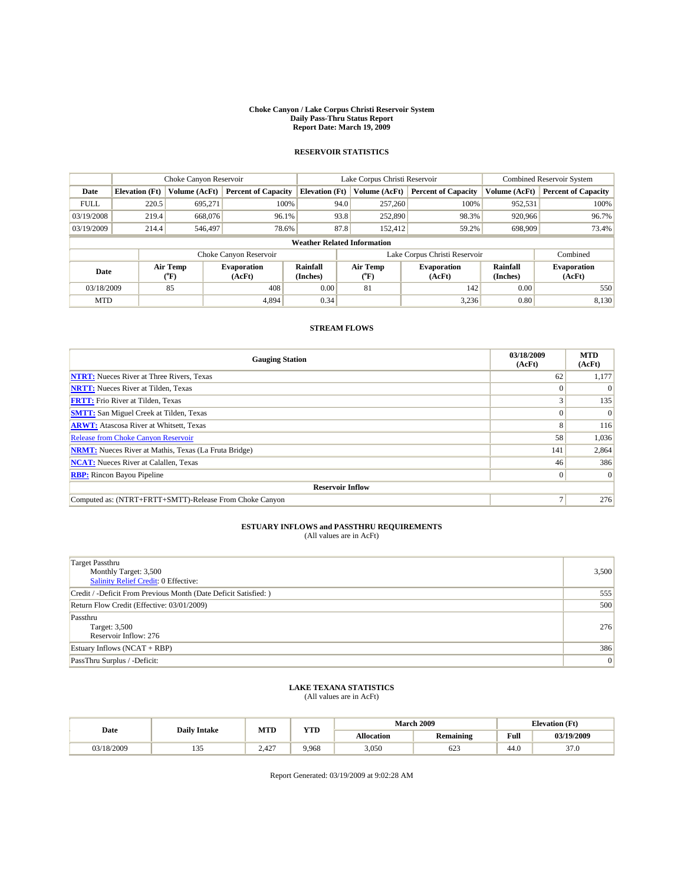# Choke Canyon / Lake Corpus Christi Reservoir System
## Daily Pass-Thru Status Report
## Report Date: March 19, 2009

### RESERVOIR STATISTICS

| | Choke Canyon Reservoir | | | Lake Corpus Christi Reservoir | | | Combined Reservoir System | |
|---|---|---|---|---|---|---|---|---|
| Date | Elevation (Ft) | Volume (AcFt) | Percent of Capacity | Elevation (Ft) | Volume (AcFt) | Percent of Capacity | Volume (AcFt) | Percent of Capacity |
| FULL | 220.5 | 695,271 | 100% | 94.0 | 257,260 | 100% | 952,531 | 100% |
| 03/19/2008 | 219.4 | 668,076 | 96.1% | 93.8 | 252,890 | 98.3% | 920,966 | 96.7% |
| 03/19/2009 | 214.4 | 546,497 | 78.6% | 87.8 | 152,412 | 59.2% | 698,909 | 73.4% |

**Weather Related Information**

| | Choke Canyon Reservoir | | | Lake Corpus Christi Reservoir | | | Combined |
|---|---|---|---|---|---|---|---|
| Date | Air Temp (°F) | Evaporation (AcFt) | Rainfall (Inches) | Air Temp (°F) | Evaporation (AcFt) | Rainfall (Inches) | Evaporation (AcFt) |
| 03/18/2009 | 85 | 408 | 0.00 | 81 | 142 | 0.00 | 550 |
| MTD | | 4,894 | 0.34 | | 3,236 | 0.80 | 8,130 |

### STREAM FLOWS

| Gauging Station | 03/18/2009 (AcFt) | MTD (AcFt) |
|---|---|---|
| NTRT: Nueces River at Three Rivers, Texas | 62 | 1,177 |
| NRTT: Nueces River at Tilden, Texas | 0 | 0 |
| FRTT: Frio River at Tilden, Texas | 3 | 135 |
| SMTT: San Miguel Creek at Tilden, Texas | 0 | 0 |
| ARWT: Atascosa River at Whitsett, Texas | 8 | 116 |
| Release from Choke Canyon Reservoir | 58 | 1,036 |
| NRMT: Nueces River at Mathis, Texas (La Fruta Bridge) | 141 | 2,864 |
| NCAT: Nueces River at Calallen, Texas | 46 | 386 |
| RBP: Rincon Bayou Pipeline | 0 | 0 |
| **Reservoir Inflow** | | |
| Computed as: (NTRT+FRTT+SMTT)-Release From Choke Canyon | 7 | 276 |

### ESTUARY INFLOWS and PASSTHRU REQUIREMENTS
(All values are in AcFt)

| | |
|---|---|
| Target Passthru<br>Monthly Target: 3,500<br>Salinity Relief Credit: 0 Effective: | 3,500 |
| Credit / -Deficit From Previous Month (Date Deficit Satisfied: ) | 555 |
| Return Flow Credit (Effective: 03/01/2009) | 500 |
| Passthru<br>Target: 3,500<br>Reservoir Inflow: 276 | 276 |
| Estuary Inflows (NCAT + RBP) | 386 |
| PassThru Surplus / -Deficit: | 0 |

### LAKE TEXANA STATISTICS
(All values are in AcFt)

| Date | Daily Intake | MTD | YTD | March 2009 | | Elevation (Ft) | |
|---|---|---|---|---|---|---|---|
| | | | | Allocation | Remaining | Full | 03/19/2009 |
| 03/18/2009 | 135 | 2,427 | 9,968 | 3,050 | 623 | 44.0 | 37.0 |

Report Generated: 03/19/2009 at 9:02:28 AM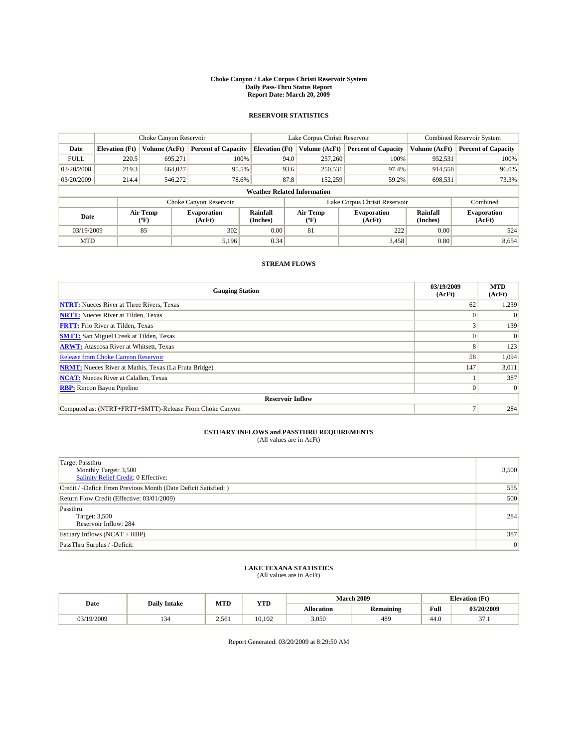# Choke Canyon / Lake Corpus Christi Reservoir System
## Daily Pass-Thru Status Report
## Report Date: March 20, 2009

### RESERVOIR STATISTICS

| | Choke Canyon Reservoir | | | Lake Corpus Christi Reservoir | | | Combined Reservoir System | |
|---|---|---|---|---|---|---|---|---|
| Date | Elevation (Ft) | Volume (AcFt) | Percent of Capacity | Elevation (Ft) | Volume (AcFt) | Percent of Capacity | Volume (AcFt) | Percent of Capacity |
| FULL | 220.5 | 695,271 | 100% | 94.0 | 257,260 | 100% | 952,531 | 100% |
| 03/20/2008 | 219.3 | 664,027 | 95.5% | 93.6 | 250,531 | 97.4% | 914,558 | 96.0% |
| 03/20/2009 | 214.4 | 546,272 | 78.6% | 87.8 | 152,259 | 59.2% | 698,531 | 73.3% |

**Weather Related Information**

| | Choke Canyon Reservoir | | | Lake Corpus Christi Reservoir | | | Combined |
|---|---|---|---|---|---|---|---|
| Date | Air Temp (°F) | Evaporation (AcFt) | Rainfall (Inches) | Air Temp (°F) | Evaporation (AcFt) | Rainfall (Inches) | Evaporation (AcFt) |
| 03/19/2009 | 85 | 302 | 0.00 | 81 | 222 | 0.00 | 524 |
| MTD | | 5,196 | 0.34 | | 3,458 | 0.80 | 8,654 |

### STREAM FLOWS

| Gauging Station | 03/19/2009 (AcFt) | MTD (AcFt) |
|---|---|---|
| **NTRT:** Nueces River at Three Rivers, Texas | 62 | 1,239 |
| **NRTT:** Nueces River at Tilden, Texas | 0 | 0 |
| **FRTT:** Frio River at Tilden, Texas | 3 | 139 |
| **SMTT:** San Miguel Creek at Tilden, Texas | 0 | 0 |
| **ARWT:** Atascosa River at Whitsett, Texas | 8 | 123 |
| Release from Choke Canyon Reservoir | 58 | 1,094 |
| **NRMT:** Nueces River at Mathis, Texas (La Fruta Bridge) | 147 | 3,011 |
| **NCAT:** Nueces River at Calallen, Texas | 1 | 387 |
| **RBP:** Rincon Bayou Pipeline | 0 | 0 |
| **Reservoir Inflow** | | |
| Computed as: (NTRT+FRTT+SMTT)-Release From Choke Canyon | 7 | 284 |

### ESTUARY INFLOWS and PASSTHRU REQUIREMENTS
(All values are in AcFt)

| | |
|---|---|
| Target Passthru<br>Monthly Target: 3,500<br>Salinity Relief Credit: 0 Effective: | 3,500 |
| Credit / -Deficit From Previous Month (Date Deficit Satisfied: ) | 555 |
| Return Flow Credit (Effective: 03/01/2009) | 500 |
| Passthru<br>Target: 3,500<br>Reservoir Inflow: 284 | 284 |
| Estuary Inflows (NCAT + RBP) | 387 |
| PassThru Surplus / -Deficit: | 0 |

### LAKE TEXANA STATISTICS
(All values are in AcFt)

| Date | Daily Intake | MTD | YTD | March 2009 | | Elevation (Ft) | |
|---|---|---|---|---|---|---|---|
| | | | | Allocation | Remaining | Full | 03/20/2009 |
| 03/19/2009 | 134 | 2,561 | 10,102 | 3,050 | 489 | 44.0 | 37.1 |

Report Generated: 03/20/2009 at 8:29:50 AM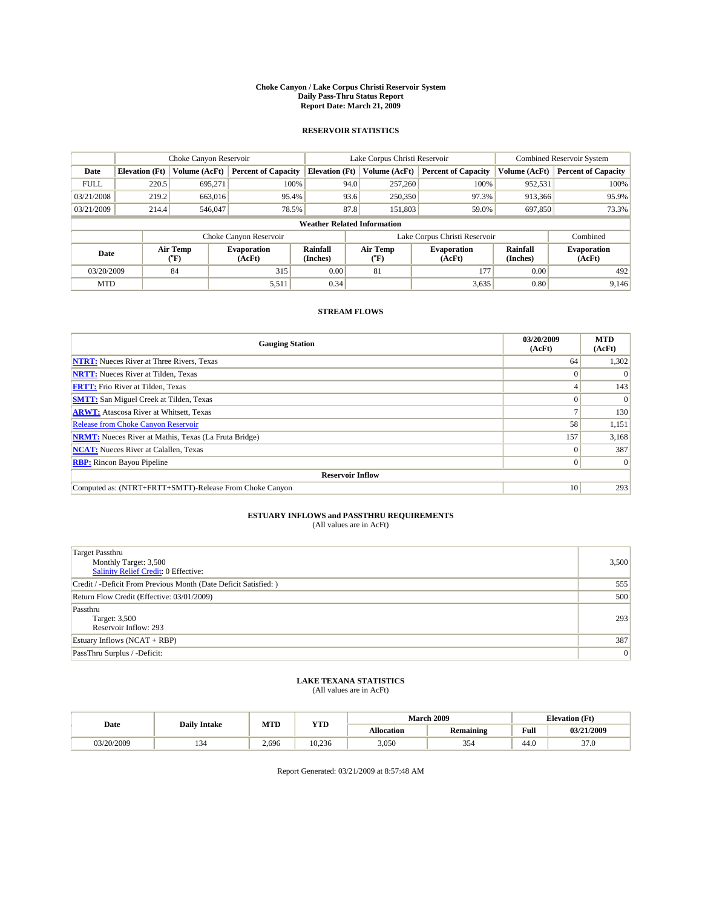# Choke Canyon / Lake Corpus Christi Reservoir System
## Daily Pass-Thru Status Report
## Report Date: March 21, 2009

### RESERVOIR STATISTICS

| | Choke Canyon Reservoir | | | Lake Corpus Christi Reservoir | | | Combined Reservoir System | |
|---|---|---|---|---|---|---|---|---|
| Date | Elevation (Ft) | Volume (AcFt) | Percent of Capacity | Elevation (Ft) | Volume (AcFt) | Percent of Capacity | Volume (AcFt) | Percent of Capacity |
| FULL | 220.5 | 695,271 | 100% | 94.0 | 257,260 | 100% | 952,531 | 100% |
| 03/21/2008 | 219.2 | 663,016 | 95.4% | 93.6 | 250,350 | 97.3% | 913,366 | 95.9% |
| 03/21/2009 | 214.4 | 546,047 | 78.5% | 87.8 | 151,803 | 59.0% | 697,850 | 73.3% |

**Weather Related Information**

| | Choke Canyon Reservoir | | | Lake Corpus Christi Reservoir | | | Combined |
|---|---|---|---|---|---|---|---|
| Date | Air Temp (°F) | Evaporation (AcFt) | Rainfall (Inches) | Air Temp (°F) | Evaporation (AcFt) | Rainfall (Inches) | Evaporation (AcFt) |
| 03/20/2009 | 84 | 315 | 0.00 | 81 | 177 | 0.00 | 492 |
| MTD | | 5,511 | 0.34 | | 3,635 | 0.80 | 9,146 |

### STREAM FLOWS

| Gauging Station | 03/20/2009 (AcFt) | MTD (AcFt) |
|---|---|---|
| NTRT: Nueces River at Three Rivers, Texas | 64 | 1,302 |
| NRTT: Nueces River at Tilden, Texas | 0 | 0 |
| FRTT: Frio River at Tilden, Texas | 4 | 143 |
| SMTT: San Miguel Creek at Tilden, Texas | 0 | 0 |
| ARWT: Atascosa River at Whitsett, Texas | 7 | 130 |
| Release from Choke Canyon Reservoir | 58 | 1,151 |
| NRMT: Nueces River at Mathis, Texas (La Fruta Bridge) | 157 | 3,168 |
| NCAT: Nueces River at Calallen, Texas | 0 | 387 |
| RBP: Rincon Bayou Pipeline | 0 | 0 |
| **Reservoir Inflow** | | |
| Computed as: (NTRT+FRTT+SMTT)-Release From Choke Canyon | 10 | 293 |

### ESTUARY INFLOWS and PASSTHRU REQUIREMENTS
(All values are in AcFt)

| | |
|---|---|
| Target Passthru<br>Monthly Target: 3,500<br>Salinity Relief Credit: 0 Effective: | 3,500 |
| Credit / -Deficit From Previous Month (Date Deficit Satisfied: ) | 555 |
| Return Flow Credit (Effective: 03/01/2009) | 500 |
| Passthru<br>Target: 3,500<br>Reservoir Inflow: 293 | 293 |
| Estuary Inflows (NCAT + RBP) | 387 |
| PassThru Surplus / -Deficit: | 0 |

### LAKE TEXANA STATISTICS
(All values are in AcFt)

| Date | Daily Intake | MTD | YTD | March 2009 | | Elevation (Ft) | |
|---|---|---|---|---|---|---|---|
| | | | | Allocation | Remaining | Full | 03/21/2009 |
| 03/20/2009 | 134 | 2,696 | 10,236 | 3,050 | 354 | 44.0 | 37.0 |

Report Generated: 03/21/2009 at 8:57:48 AM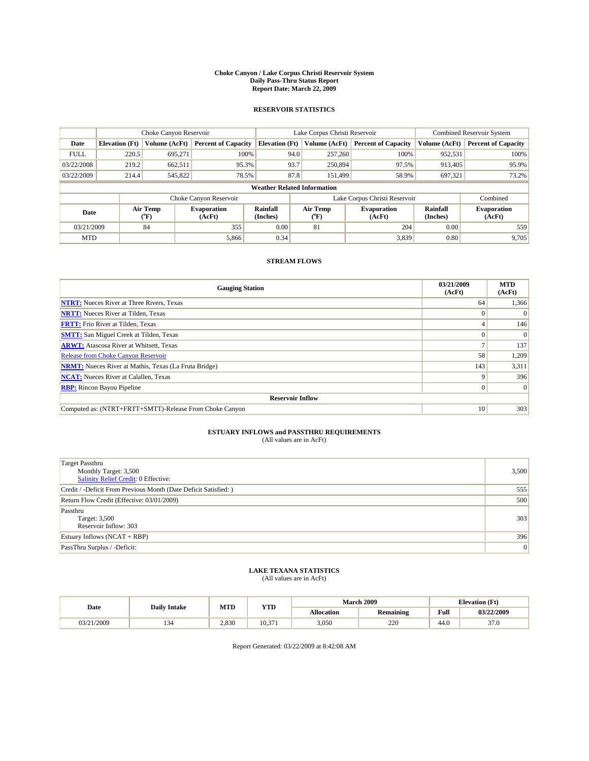# Choke Canyon / Lake Corpus Christi Reservoir System
## Daily Pass-Thru Status Report
## Report Date: March 22, 2009

### RESERVOIR STATISTICS

| | Choke Canyon Reservoir | | | Lake Corpus Christi Reservoir | | | Combined Reservoir System | |
|---|---|---|---|---|---|---|---|---|
| Date | Elevation (Ft) | Volume (AcFt) | Percent of Capacity | Elevation (Ft) | Volume (AcFt) | Percent of Capacity | Volume (AcFt) | Percent of Capacity |
| FULL | 220.5 | 695,271 | 100% | 94.0 | 257,260 | 100% | 952,531 | 100% |
| 03/22/2008 | 219.2 | 662,511 | 95.3% | 93.7 | 250,894 | 97.5% | 913,405 | 95.9% |
| 03/22/2009 | 214.4 | 545,822 | 78.5% | 87.8 | 151,499 | 58.9% | 697,321 | 73.2% |

**Weather Related Information**

| | Choke Canyon Reservoir | | | Lake Corpus Christi Reservoir | | | Combined |
|---|---|---|---|---|---|---|---|
| Date | Air Temp (°F) | Evaporation (AcFt) | Rainfall (Inches) | Air Temp (°F) | Evaporation (AcFt) | Rainfall (Inches) | Evaporation (AcFt) |
| 03/21/2009 | 84 | 355 | 0.00 | 81 | 204 | 0.00 | 559 |
| MTD | | 5,866 | 0.34 | | 3,839 | 0.80 | 9,705 |

### STREAM FLOWS

| Gauging Station | 03/21/2009 (AcFt) | MTD (AcFt) |
|---|---|---|
| NTRT: Nueces River at Three Rivers, Texas | 64 | 1,366 |
| NRTT: Nueces River at Tilden, Texas | 0 | 0 |
| FRTT: Frio River at Tilden, Texas | 4 | 146 |
| SMTT: San Miguel Creek at Tilden, Texas | 0 | 0 |
| ARWT: Atascosa River at Whitsett, Texas | 7 | 137 |
| Release from Choke Canyon Reservoir | 58 | 1,209 |
| NRMT: Nueces River at Mathis, Texas (La Fruta Bridge) | 143 | 3,311 |
| NCAT: Nueces River at Calallen, Texas | 9 | 396 |
| RBP: Rincon Bayou Pipeline | 0 | 0 |
| **Reservoir Inflow** | | |
| Computed as: (NTRT+FRTT+SMTT)-Release From Choke Canyon | 10 | 303 |

### ESTUARY INFLOWS and PASSTHRU REQUIREMENTS
(All values are in AcFt)

| | |
|---|---|
| Target Passthru<br>Monthly Target: 3,500<br>Salinity Relief Credit: 0 Effective: | 3,500 |
| Credit / -Deficit From Previous Month (Date Deficit Satisfied: ) | 555 |
| Return Flow Credit (Effective: 03/01/2009) | 500 |
| Passthru<br>Target: 3,500<br>Reservoir Inflow: 303 | 303 |
| Estuary Inflows (NCAT + RBP) | 396 |
| PassThru Surplus / -Deficit: | 0 |

### LAKE TEXANA STATISTICS
(All values are in AcFt)

| Date | Daily Intake | MTD | YTD | March 2009 | | Elevation (Ft) | |
|---|---|---|---|---|---|---|---|
| | | | | Allocation | Remaining | Full | 03/22/2009 |
| 03/21/2009 | 134 | 2,830 | 10,371 | 3,050 | 220 | 44.0 | 37.0 |

Report Generated: 03/22/2009 at 8:42:08 AM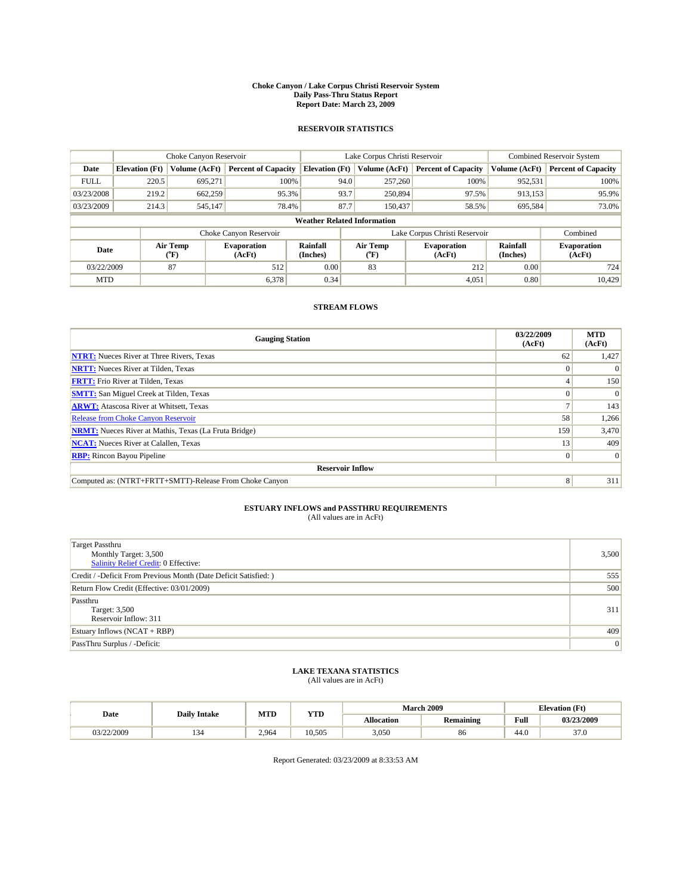# Choke Canyon / Lake Corpus Christi Reservoir System
## Daily Pass-Thru Status Report
## Report Date: March 23, 2009

### RESERVOIR STATISTICS

| | Choke Canyon Reservoir | | | Lake Corpus Christi Reservoir | | | Combined Reservoir System | |
|---|---|---|---|---|---|---|---|---|
| Date | Elevation (Ft) | Volume (AcFt) | Percent of Capacity | Elevation (Ft) | Volume (AcFt) | Percent of Capacity | Volume (AcFt) | Percent of Capacity |
| FULL | 220.5 | 695,271 | 100% | 94.0 | 257,260 | 100% | 952,531 | 100% |
| 03/23/2008 | 219.2 | 662,259 | 95.3% | 93.7 | 250,894 | 97.5% | 913,153 | 95.9% |
| 03/23/2009 | 214.3 | 545,147 | 78.4% | 87.7 | 150,437 | 58.5% | 695,584 | 73.0% |

**Weather Related Information**

| | Choke Canyon Reservoir | | | Lake Corpus Christi Reservoir | | | Combined |
|---|---|---|---|---|---|---|---|
| Date | Air Temp (°F) | Evaporation (AcFt) | Rainfall (Inches) | Air Temp (°F) | Evaporation (AcFt) | Rainfall (Inches) | Evaporation (AcFt) |
| 03/22/2009 | 87 | 512 | 0.00 | 83 | 212 | 0.00 | 724 |
| MTD | | 6,378 | 0.34 | | 4,051 | 0.80 | 10,429 |

### STREAM FLOWS

| Gauging Station | 03/22/2009 (AcFt) | MTD (AcFt) |
|---|---|---|
| NTRT: Nueces River at Three Rivers, Texas | 62 | 1,427 |
| NRTT: Nueces River at Tilden, Texas | 0 | 0 |
| FRTT: Frio River at Tilden, Texas | 4 | 150 |
| SMTT: San Miguel Creek at Tilden, Texas | 0 | 0 |
| ARWT: Atascosa River at Whitsett, Texas | 7 | 143 |
| Release from Choke Canyon Reservoir | 58 | 1,266 |
| NRMT: Nueces River at Mathis, Texas (La Fruta Bridge) | 159 | 3,470 |
| NCAT: Nueces River at Calallen, Texas | 13 | 409 |
| RBP: Rincon Bayou Pipeline | 0 | 0 |
| **Reservoir Inflow** | | |
| Computed as: (NTRT+FRTT+SMTT)-Release From Choke Canyon | 8 | 311 |

### ESTUARY INFLOWS and PASSTHRU REQUIREMENTS
(All values are in AcFt)

| | |
|---|---|
| Target Passthru<br>Monthly Target: 3,500<br>Salinity Relief Credit: 0 Effective: | 3,500 |
| Credit / -Deficit From Previous Month (Date Deficit Satisfied: ) | 555 |
| Return Flow Credit (Effective: 03/01/2009) | 500 |
| Passthru<br>Target: 3,500<br>Reservoir Inflow: 311 | 311 |
| Estuary Inflows (NCAT + RBP) | 409 |
| PassThru Surplus / -Deficit: | 0 |

### LAKE TEXANA STATISTICS
(All values are in AcFt)

| Date | Daily Intake | MTD | YTD | March 2009 | | Elevation (Ft) | |
|---|---|---|---|---|---|---|---|
| | | | | Allocation | Remaining | Full | 03/23/2009 |
| 03/22/2009 | 134 | 2,964 | 10,505 | 3,050 | 86 | 44.0 | 37.0 |

Report Generated: 03/23/2009 at 8:33:53 AM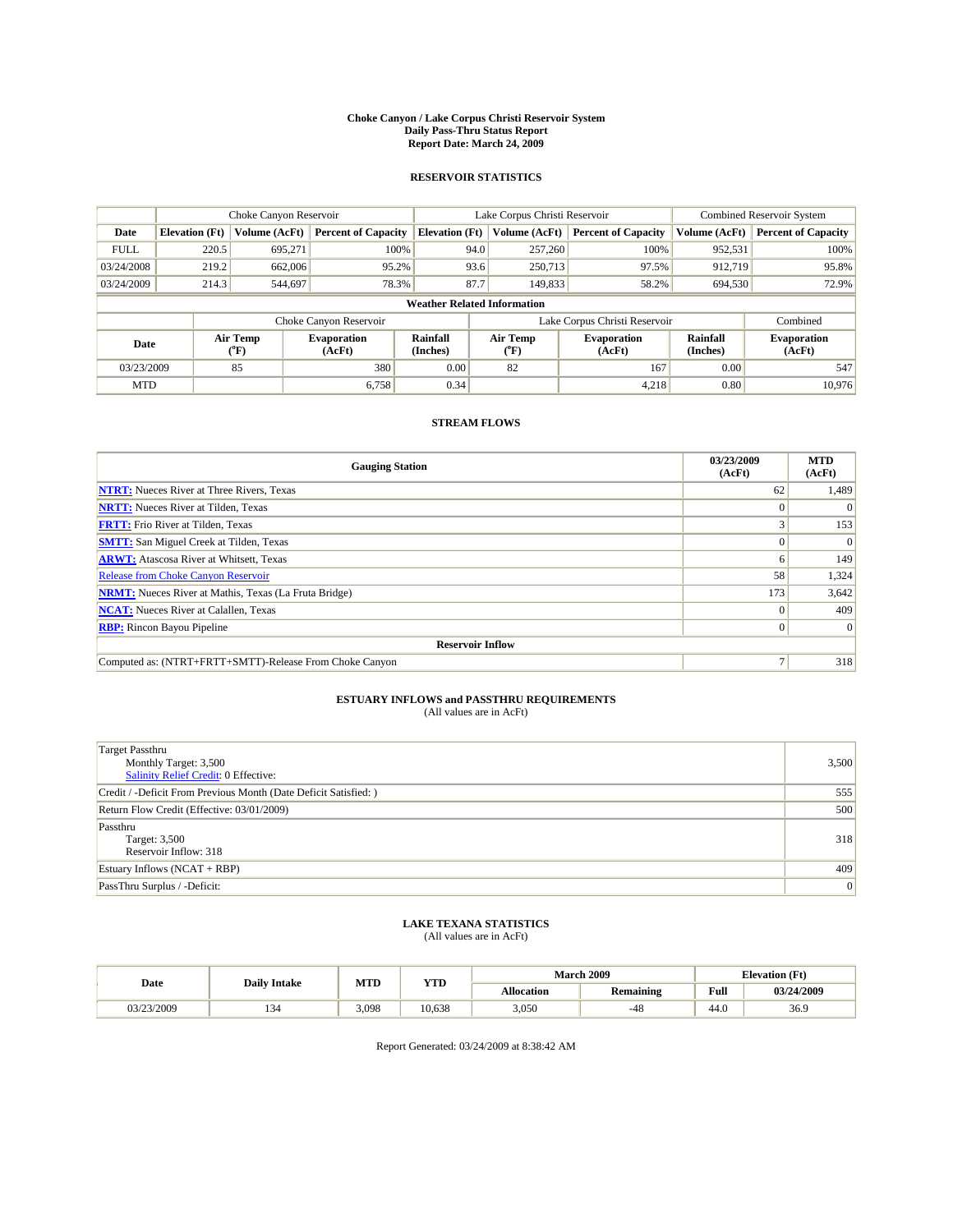**Choke Canyon / Lake Corpus Christi Reservoir System**
**Daily Pass-Thru Status Report**
**Report Date: March 24, 2009**

## RESERVOIR STATISTICS

| | Choke Canyon Reservoir | | | Lake Corpus Christi Reservoir | | | Combined Reservoir System | |
|---|---|---|---|---|---|---|---|---|
| **Date** | **Elevation (Ft)** | **Volume (AcFt)** | **Percent of Capacity** | **Elevation (Ft)** | **Volume (AcFt)** | **Percent of Capacity** | **Volume (AcFt)** | **Percent of Capacity** |
| FULL | 220.5 | 695,271 | 100% | 94.0 | 257,260 | 100% | 952,531 | 100% |
| 03/24/2008 | 219.2 | 662,006 | 95.2% | 93.6 | 250,713 | 97.5% | 912,719 | 95.8% |
| 03/24/2009 | 214.3 | 544,697 | 78.3% | 87.7 | 149,833 | 58.2% | 694,530 | 72.9% |

**Weather Related Information**

| | Choke Canyon Reservoir | | | Lake Corpus Christi Reservoir | | | Combined |
|---|---|---|---|---|---|---|---|
| **Date** | **Air Temp (°F)** | **Evaporation (AcFt)** | **Rainfall (Inches)** | **Air Temp (°F)** | **Evaporation (AcFt)** | **Rainfall (Inches)** | **Evaporation (AcFt)** |
| 03/23/2009 | 85 | 380 | 0.00 | 82 | 167 | 0.00 | 547 |
| MTD | | 6,758 | 0.34 | | 4,218 | 0.80 | 10,976 |

## STREAM FLOWS

| Gauging Station | 03/23/2009 (AcFt) | MTD (AcFt) |
|---|---|---|
| **NTRT:** Nueces River at Three Rivers, Texas | 62 | 1,489 |
| **NRTT:** Nueces River at Tilden, Texas | 0 | 0 |
| **FRTT:** Frio River at Tilden, Texas | 3 | 153 |
| **SMTT:** San Miguel Creek at Tilden, Texas | 0 | 0 |
| **ARWT:** Atascosa River at Whitsett, Texas | 6 | 149 |
| Release from Choke Canyon Reservoir | 58 | 1,324 |
| **NRMT:** Nueces River at Mathis, Texas (La Fruta Bridge) | 173 | 3,642 |
| **NCAT:** Nueces River at Calallen, Texas | 0 | 409 |
| **RBP:** Rincon Bayou Pipeline | 0 | 0 |
| **Reservoir Inflow** | | |
| Computed as: (NTRT+FRTT+SMTT)-Release From Choke Canyon | 7 | 318 |

## ESTUARY INFLOWS and PASSTHRU REQUIREMENTS

(All values are in AcFt)

| | |
|---|---|
| Target Passthru<br>Monthly Target: 3,500<br>Salinity Relief Credit: 0 Effective: | 3,500 |
| Credit / -Deficit From Previous Month (Date Deficit Satisfied: ) | 555 |
| Return Flow Credit (Effective: 03/01/2009) | 500 |
| Passthru<br>Target: 3,500<br>Reservoir Inflow: 318 | 318 |
| Estuary Inflows (NCAT + RBP) | 409 |
| PassThru Surplus / -Deficit: | 0 |

## LAKE TEXANA STATISTICS

(All values are in AcFt)

| Date | Daily Intake | MTD | YTD | March 2009 | | Elevation (Ft) | |
|---|---|---|---|---|---|---|---|
| | | | | **Allocation** | **Remaining** | **Full** | **03/24/2009** |
| 03/23/2009 | 134 | 3,098 | 10,638 | 3,050 | -48 | 44.0 | 36.9 |

Report Generated: 03/24/2009 at 8:38:42 AM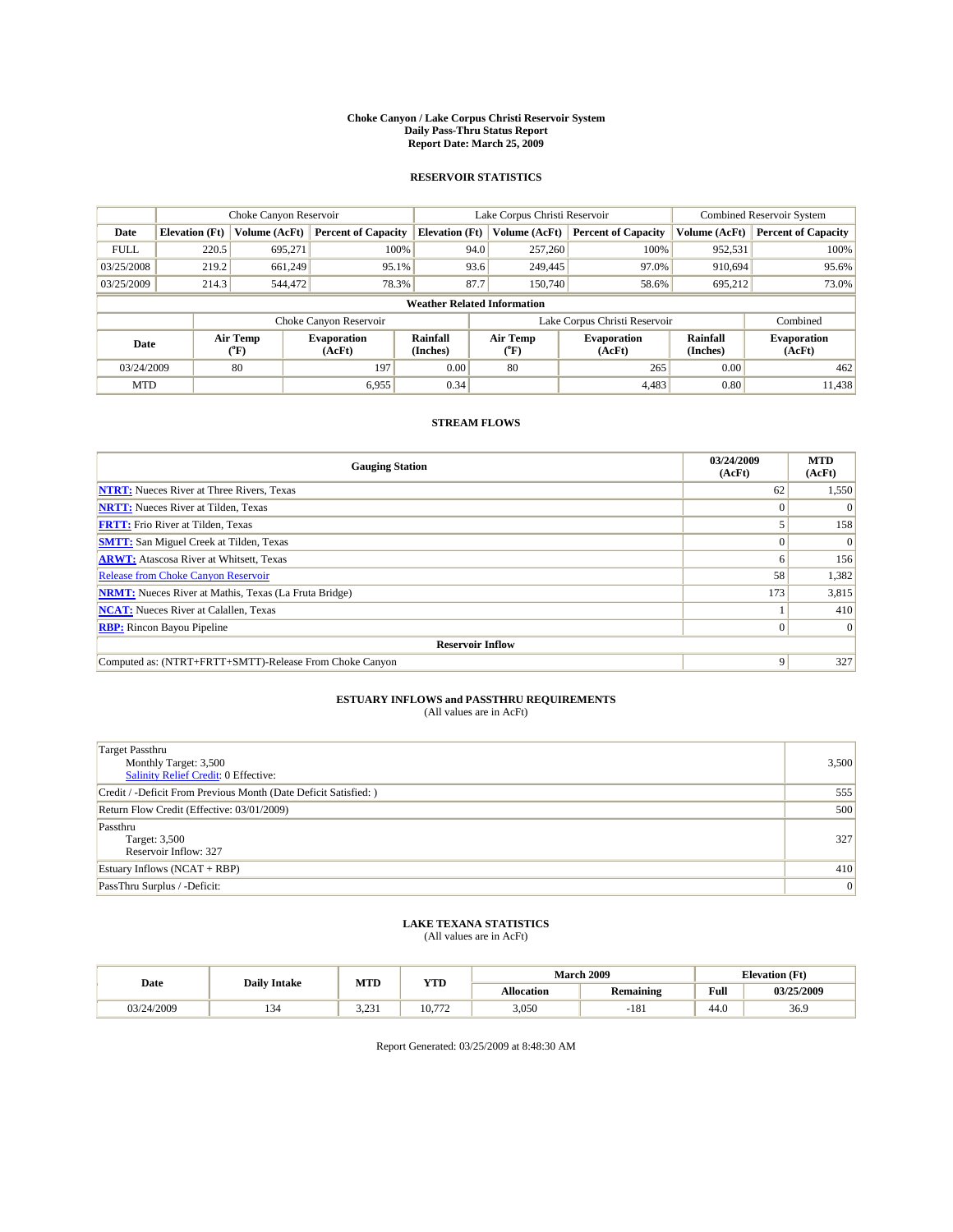**Choke Canyon / Lake Corpus Christi Reservoir System**
**Daily Pass-Thru Status Report**
**Report Date: March 25, 2009**

## RESERVOIR STATISTICS

| | Choke Canyon Reservoir | | | Lake Corpus Christi Reservoir | | | Combined Reservoir System | |
|---|---|---|---|---|---|---|---|---|
| **Date** | **Elevation (Ft)** | **Volume (AcFt)** | **Percent of Capacity** | **Elevation (Ft)** | **Volume (AcFt)** | **Percent of Capacity** | **Volume (AcFt)** | **Percent of Capacity** |
| FULL | 220.5 | 695,271 | 100% | 94.0 | 257,260 | 100% | 952,531 | 100% |
| 03/25/2008 | 219.2 | 661,249 | 95.1% | 93.6 | 249,445 | 97.0% | 910,694 | 95.6% |
| 03/25/2009 | 214.3 | 544,472 | 78.3% | 87.7 | 150,740 | 58.6% | 695,212 | 73.0% |

**Weather Related Information**

| | Choke Canyon Reservoir | | | Lake Corpus Christi Reservoir | | | Combined |
|---|---|---|---|---|---|---|---|
| **Date** | **Air Temp (°F)** | **Evaporation (AcFt)** | **Rainfall (Inches)** | **Air Temp (°F)** | **Evaporation (AcFt)** | **Rainfall (Inches)** | **Evaporation (AcFt)** |
| 03/24/2009 | 80 | 197 | 0.00 | 80 | 265 | 0.00 | 462 |
| MTD | | 6,955 | 0.34 | | 4,483 | 0.80 | 11,438 |

## STREAM FLOWS

| Gauging Station | 03/24/2009 (AcFt) | MTD (AcFt) |
|---|---|---|
| NTRT: Nueces River at Three Rivers, Texas | 62 | 1,550 |
| NRTT: Nueces River at Tilden, Texas | 0 | 0 |
| FRTT: Frio River at Tilden, Texas | 5 | 158 |
| SMTT: San Miguel Creek at Tilden, Texas | 0 | 0 |
| ARWT: Atascosa River at Whitsett, Texas | 6 | 156 |
| Release from Choke Canyon Reservoir | 58 | 1,382 |
| NRMT: Nueces River at Mathis, Texas (La Fruta Bridge) | 173 | 3,815 |
| NCAT: Nueces River at Calallen, Texas | 1 | 410 |
| RBP: Rincon Bayou Pipeline | 0 | 0 |
| **Reservoir Inflow** | | |
| Computed as: (NTRT+FRTT+SMTT)-Release From Choke Canyon | 9 | 327 |

## ESTUARY INFLOWS and PASSTHRU REQUIREMENTS

(All values are in AcFt)

| | |
|---|---|
| Target Passthru<br>Monthly Target: 3,500<br>Salinity Relief Credit: 0 Effective: | 3,500 |
| Credit / -Deficit From Previous Month (Date Deficit Satisfied: ) | 555 |
| Return Flow Credit (Effective: 03/01/2009) | 500 |
| Passthru<br>Target: 3,500<br>Reservoir Inflow: 327 | 327 |
| Estuary Inflows (NCAT + RBP) | 410 |
| PassThru Surplus / -Deficit: | 0 |

## LAKE TEXANA STATISTICS

(All values are in AcFt)

| Date | Daily Intake | MTD | YTD | March 2009 | | Elevation (Ft) | |
|---|---|---|---|---|---|---|---|
| | | | | **Allocation** | **Remaining** | **Full** | **03/25/2009** |
| 03/24/2009 | 134 | 3,231 | 10,772 | 3,050 | -181 | 44.0 | 36.9 |

Report Generated: 03/25/2009 at 8:48:30 AM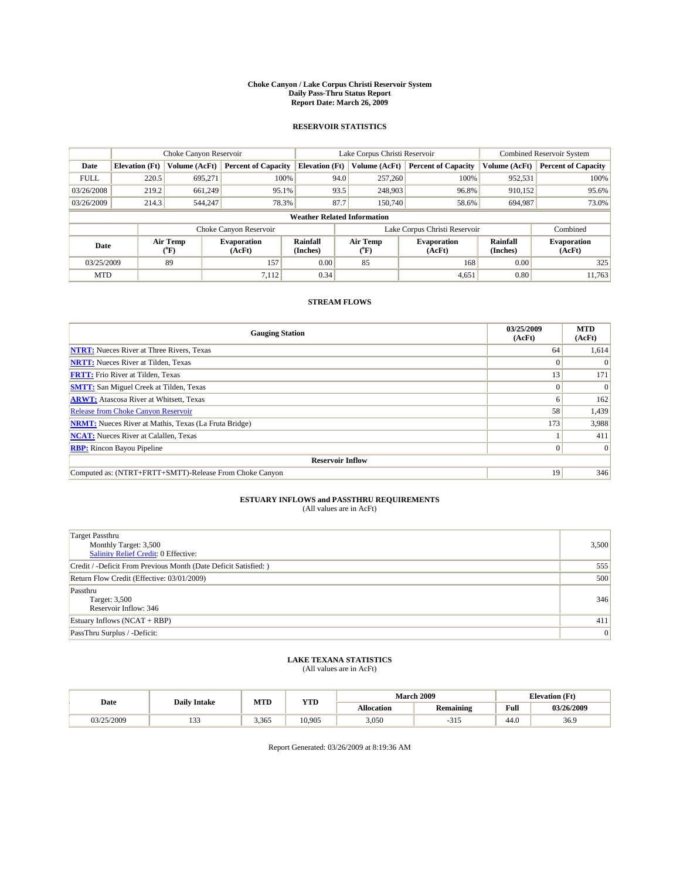**Choke Canyon / Lake Corpus Christi Reservoir System**
**Daily Pass-Thru Status Report**
**Report Date: March 26, 2009**

## RESERVOIR STATISTICS

| | Choke Canyon Reservoir | | | Lake Corpus Christi Reservoir | | | Combined Reservoir System | |
|---|---|---|---|---|---|---|---|---|
| Date | Elevation (Ft) | Volume (AcFt) | Percent of Capacity | Elevation (Ft) | Volume (AcFt) | Percent of Capacity | Volume (AcFt) | Percent of Capacity |
| FULL | 220.5 | 695,271 | 100% | 94.0 | 257,260 | 100% | 952,531 | 100% |
| 03/26/2008 | 219.2 | 661,249 | 95.1% | 93.5 | 248,903 | 96.8% | 910,152 | 95.6% |
| 03/26/2009 | 214.3 | 544,247 | 78.3% | 87.7 | 150,740 | 58.6% | 694,987 | 73.0% |

**Weather Related Information**

| | Choke Canyon Reservoir | | | Lake Corpus Christi Reservoir | | | Combined |
|---|---|---|---|---|---|---|---|
| Date | Air Temp (°F) | Evaporation (AcFt) | Rainfall (Inches) | Air Temp (°F) | Evaporation (AcFt) | Rainfall (Inches) | Evaporation (AcFt) |
| 03/25/2009 | 89 | 157 | 0.00 | 85 | 168 | 0.00 | 325 |
| MTD | | 7,112 | 0.34 | | 4,651 | 0.80 | 11,763 |

## STREAM FLOWS

| Gauging Station | 03/25/2009 (AcFt) | MTD (AcFt) |
|---|---|---|
| NTRT: Nueces River at Three Rivers, Texas | 64 | 1,614 |
| NRTT: Nueces River at Tilden, Texas | 0 | 0 |
| FRTT: Frio River at Tilden, Texas | 13 | 171 |
| SMTT: San Miguel Creek at Tilden, Texas | 0 | 0 |
| ARWT: Atascosa River at Whitsett, Texas | 6 | 162 |
| Release from Choke Canyon Reservoir | 58 | 1,439 |
| NRMT: Nueces River at Mathis, Texas (La Fruta Bridge) | 173 | 3,988 |
| NCAT: Nueces River at Calallen, Texas | 1 | 411 |
| RBP: Rincon Bayou Pipeline | 0 | 0 |
| **Reservoir Inflow** | | |
| Computed as: (NTRT+FRTT+SMTT)-Release From Choke Canyon | 19 | 346 |

## ESTUARY INFLOWS and PASSTHRU REQUIREMENTS
(All values are in AcFt)

| | |
|---|---|
| Target Passthru<br>Monthly Target: 3,500<br>Salinity Relief Credit: 0 Effective: | 3,500 |
| Credit / -Deficit From Previous Month (Date Deficit Satisfied: ) | 555 |
| Return Flow Credit (Effective: 03/01/2009) | 500 |
| Passthru<br>Target: 3,500<br>Reservoir Inflow: 346 | 346 |
| Estuary Inflows (NCAT + RBP) | 411 |
| PassThru Surplus / -Deficit: | 0 |

## LAKE TEXANA STATISTICS
(All values are in AcFt)

| Date | Daily Intake | MTD | YTD | March 2009 | | Elevation (Ft) | |
|---|---|---|---|---|---|---|---|
| | | | | Allocation | Remaining | Full | 03/26/2009 |
| 03/25/2009 | 133 | 3,365 | 10,905 | 3,050 | -315 | 44.0 | 36.9 |

Report Generated: 03/26/2009 at 8:19:36 AM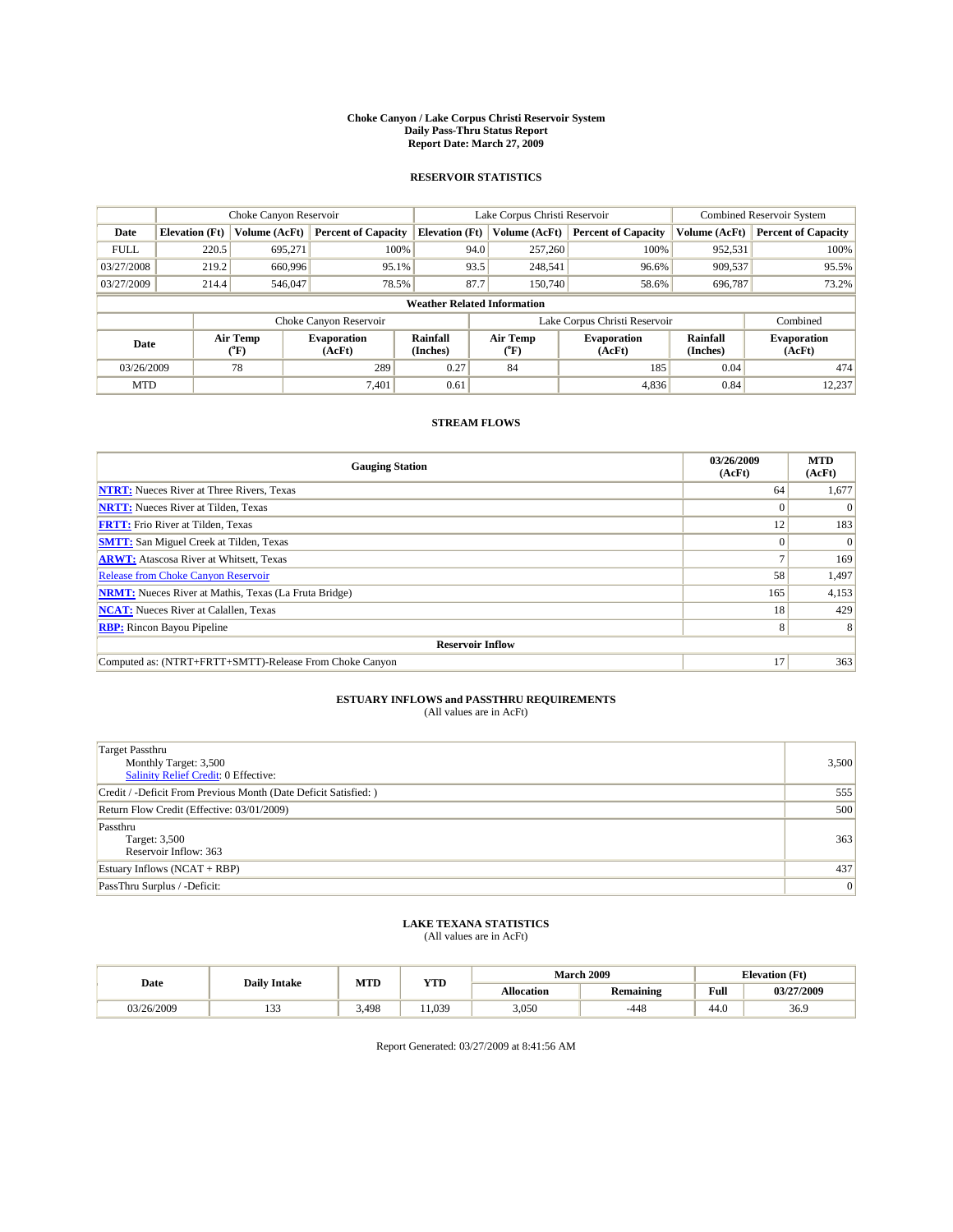# Choke Canyon / Lake Corpus Christi Reservoir System
## Daily Pass-Thru Status Report
## Report Date: March 27, 2009

### RESERVOIR STATISTICS

| | Choke Canyon Reservoir | | | Lake Corpus Christi Reservoir | | | Combined Reservoir System | |
|---|---|---|---|---|---|---|---|---|
| Date | Elevation (Ft) | Volume (AcFt) | Percent of Capacity | Elevation (Ft) | Volume (AcFt) | Percent of Capacity | Volume (AcFt) | Percent of Capacity |
| FULL | 220.5 | 695,271 | 100% | 94.0 | 257,260 | 100% | 952,531 | 100% |
| 03/27/2008 | 219.2 | 660,996 | 95.1% | 93.5 | 248,541 | 96.6% | 909,537 | 95.5% |
| 03/27/2009 | 214.4 | 546,047 | 78.5% | 87.7 | 150,740 | 58.6% | 696,787 | 73.2% |

**Weather Related Information**

| | Choke Canyon Reservoir | | | Lake Corpus Christi Reservoir | | | Combined |
|---|---|---|---|---|---|---|---|
| Date | Air Temp (°F) | Evaporation (AcFt) | Rainfall (Inches) | Air Temp (°F) | Evaporation (AcFt) | Rainfall (Inches) | Evaporation (AcFt) |
| 03/26/2009 | 78 | 289 | 0.27 | 84 | 185 | 0.04 | 474 |
| MTD | | 7,401 | 0.61 | | 4,836 | 0.84 | 12,237 |

### STREAM FLOWS

| Gauging Station | 03/26/2009 (AcFt) | MTD (AcFt) |
|---|---|---|
| NTRT: Nueces River at Three Rivers, Texas | 64 | 1,677 |
| NRTT: Nueces River at Tilden, Texas | 0 | 0 |
| FRTT: Frio River at Tilden, Texas | 12 | 183 |
| SMTT: San Miguel Creek at Tilden, Texas | 0 | 0 |
| ARWT: Atascosa River at Whitsett, Texas | 7 | 169 |
| Release from Choke Canyon Reservoir | 58 | 1,497 |
| NRMT: Nueces River at Mathis, Texas (La Fruta Bridge) | 165 | 4,153 |
| NCAT: Nueces River at Calallen, Texas | 18 | 429 |
| RBP: Rincon Bayou Pipeline | 8 | 8 |
| **Reservoir Inflow** | | |
| Computed as: (NTRT+FRTT+SMTT)-Release From Choke Canyon | 17 | 363 |

### ESTUARY INFLOWS and PASSTHRU REQUIREMENTS
(All values are in AcFt)

| | |
|---|---|
| Target Passthru<br>Monthly Target: 3,500<br>Salinity Relief Credit: 0 Effective: | 3,500 |
| Credit / -Deficit From Previous Month (Date Deficit Satisfied: ) | 555 |
| Return Flow Credit (Effective: 03/01/2009) | 500 |
| Passthru<br>Target: 3,500<br>Reservoir Inflow: 363 | 363 |
| Estuary Inflows (NCAT + RBP) | 437 |
| PassThru Surplus / -Deficit: | 0 |

### LAKE TEXANA STATISTICS
(All values are in AcFt)

| Date | Daily Intake | MTD | YTD | March 2009 | | Elevation (Ft) | |
|---|---|---|---|---|---|---|---|
| | | | | Allocation | Remaining | Full | 03/27/2009 |
| 03/26/2009 | 133 | 3,498 | 11,039 | 3,050 | -448 | 44.0 | 36.9 |

Report Generated: 03/27/2009 at 8:41:56 AM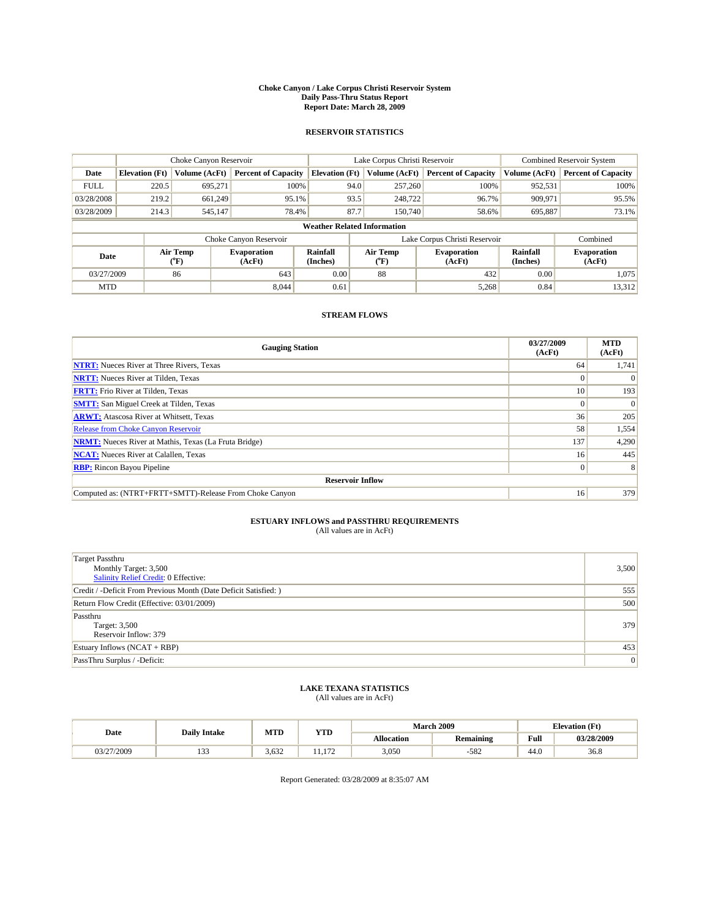# Choke Canyon / Lake Corpus Christi Reservoir System
## Daily Pass-Thru Status Report
### Report Date: March 28, 2009

## RESERVOIR STATISTICS

| | Choke Canyon Reservoir | | | Lake Corpus Christi Reservoir | | | Combined Reservoir System | |
|---|---|---|---|---|---|---|---|---|
| Date | Elevation (Ft) | Volume (AcFt) | Percent of Capacity | Elevation (Ft) | Volume (AcFt) | Percent of Capacity | Volume (AcFt) | Percent of Capacity |
| FULL | 220.5 | 695,271 | 100% | 94.0 | 257,260 | 100% | 952,531 | 100% |
| 03/28/2008 | 219.2 | 661,249 | 95.1% | 93.5 | 248,722 | 96.7% | 909,971 | 95.5% |
| 03/28/2009 | 214.3 | 545,147 | 78.4% | 87.7 | 150,740 | 58.6% | 695,887 | 73.1% |

**Weather Related Information**

| | Choke Canyon Reservoir | | | Lake Corpus Christi Reservoir | | | Combined |
|---|---|---|---|---|---|---|---|
| Date | Air Temp (°F) | Evaporation (AcFt) | Rainfall (Inches) | Air Temp (°F) | Evaporation (AcFt) | Rainfall (Inches) | Evaporation (AcFt) |
| 03/27/2009 | 86 | 643 | 0.00 | 88 | 432 | 0.00 | 1,075 |
| MTD | | 8,044 | 0.61 | | 5,268 | 0.84 | 13,312 |

## STREAM FLOWS

| Gauging Station | 03/27/2009 (AcFt) | MTD (AcFt) |
|---|---|---|
| **NTRT:** Nueces River at Three Rivers, Texas | 64 | 1,741 |
| **NRTT:** Nueces River at Tilden, Texas | 0 | 0 |
| **FRTT:** Frio River at Tilden, Texas | 10 | 193 |
| **SMTT:** San Miguel Creek at Tilden, Texas | 0 | 0 |
| **ARWT:** Atascosa River at Whitsett, Texas | 36 | 205 |
| Release from Choke Canyon Reservoir | 58 | 1,554 |
| **NRMT:** Nueces River at Mathis, Texas (La Fruta Bridge) | 137 | 4,290 |
| **NCAT:** Nueces River at Calallen, Texas | 16 | 445 |
| **RBP:** Rincon Bayou Pipeline | 0 | 8 |
| **Reservoir Inflow** | | |
| Computed as: (NTRT+FRTT+SMTT)-Release From Choke Canyon | 16 | 379 |

## ESTUARY INFLOWS and PASSTHRU REQUIREMENTS
(All values are in AcFt)

| | |
|---|---|
| Target Passthru<br>Monthly Target: 3,500<br>Salinity Relief Credit: 0 Effective: | 3,500 |
| Credit / -Deficit From Previous Month (Date Deficit Satisfied: ) | 555 |
| Return Flow Credit (Effective: 03/01/2009) | 500 |
| Passthru<br>Target: 3,500<br>Reservoir Inflow: 379 | 379 |
| Estuary Inflows (NCAT + RBP) | 453 |
| PassThru Surplus / -Deficit: | 0 |

## LAKE TEXANA STATISTICS
(All values are in AcFt)

| Date | Daily Intake | MTD | YTD | March 2009 | | Elevation (Ft) | |
|---|---|---|---|---|---|---|---|
| | | | | Allocation | Remaining | Full | 03/28/2009 |
| 03/27/2009 | 133 | 3,632 | 11,172 | 3,050 | -582 | 44.0 | 36.8 |

Report Generated: 03/28/2009 at 8:35:07 AM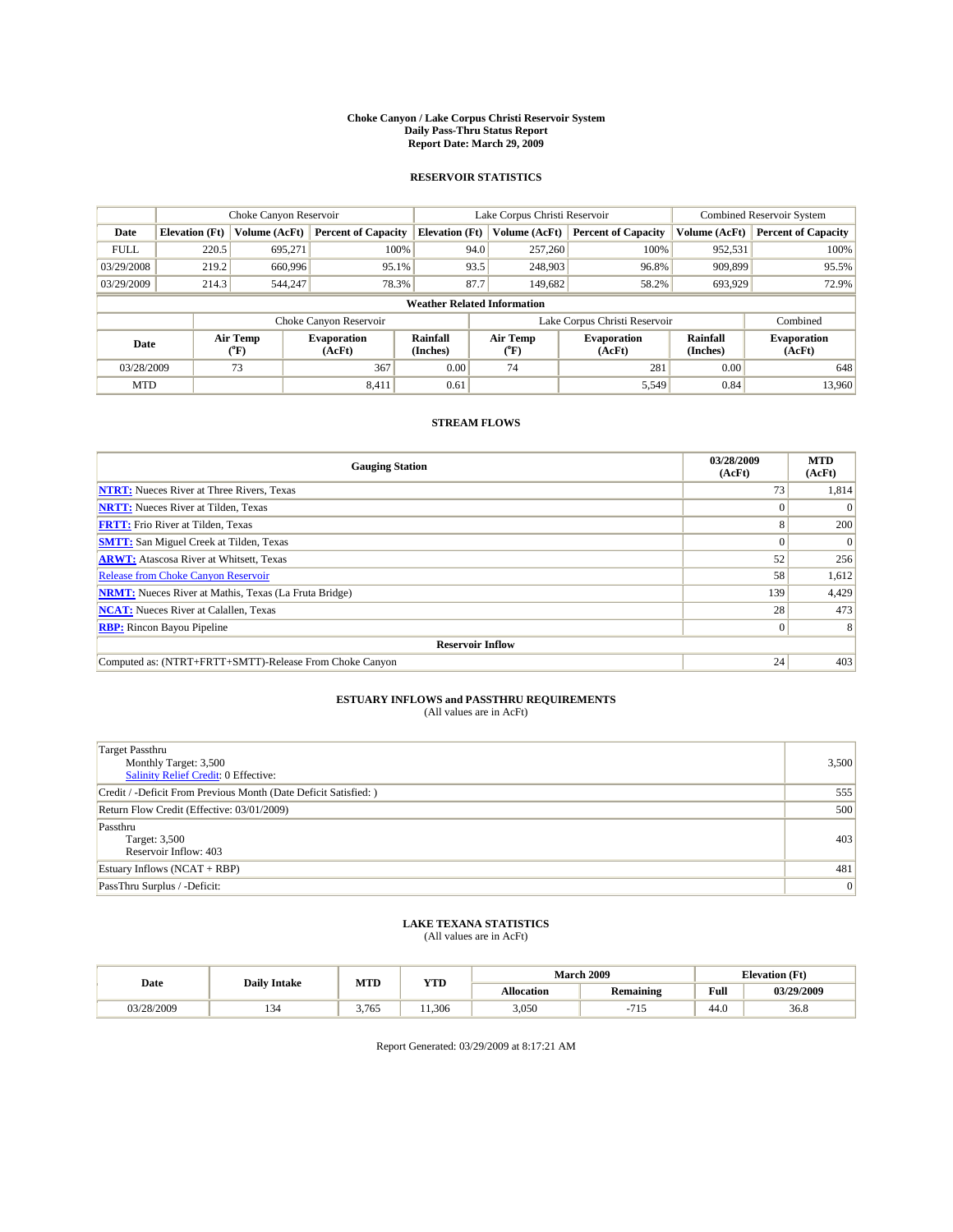# Choke Canyon / Lake Corpus Christi Reservoir System
## Daily Pass-Thru Status Report
## Report Date: March 29, 2009

### RESERVOIR STATISTICS

| | Choke Canyon Reservoir | | | Lake Corpus Christi Reservoir | | | Combined Reservoir System | |
|---|---|---|---|---|---|---|---|---|
| Date | Elevation (Ft) | Volume (AcFt) | Percent of Capacity | Elevation (Ft) | Volume (AcFt) | Percent of Capacity | Volume (AcFt) | Percent of Capacity |
| FULL | 220.5 | 695,271 | 100% | 94.0 | 257,260 | 100% | 952,531 | 100% |
| 03/29/2008 | 219.2 | 660,996 | 95.1% | 93.5 | 248,903 | 96.8% | 909,899 | 95.5% |
| 03/29/2009 | 214.3 | 544,247 | 78.3% | 87.7 | 149,682 | 58.2% | 693,929 | 72.9% |

**Weather Related Information**

| | Choke Canyon Reservoir | | | Lake Corpus Christi Reservoir | | | Combined |
|---|---|---|---|---|---|---|---|
| Date | Air Temp (°F) | Evaporation (AcFt) | Rainfall (Inches) | Air Temp (°F) | Evaporation (AcFt) | Rainfall (Inches) | Evaporation (AcFt) |
| 03/28/2009 | 73 | 367 | 0.00 | 74 | 281 | 0.00 | 648 |
| MTD | | 8,411 | 0.61 | | 5,549 | 0.84 | 13,960 |

### STREAM FLOWS

| Gauging Station | 03/28/2009 (AcFt) | MTD (AcFt) |
|---|---|---|
| NTRT: Nueces River at Three Rivers, Texas | 73 | 1,814 |
| NRTT: Nueces River at Tilden, Texas | 0 | 0 |
| FRTT: Frio River at Tilden, Texas | 8 | 200 |
| SMTT: San Miguel Creek at Tilden, Texas | 0 | 0 |
| ARWT: Atascosa River at Whitsett, Texas | 52 | 256 |
| Release from Choke Canyon Reservoir | 58 | 1,612 |
| NRMT: Nueces River at Mathis, Texas (La Fruta Bridge) | 139 | 4,429 |
| NCAT: Nueces River at Calallen, Texas | 28 | 473 |
| RBP: Rincon Bayou Pipeline | 0 | 8 |
| **Reservoir Inflow** | | |
| Computed as: (NTRT+FRTT+SMTT)-Release From Choke Canyon | 24 | 403 |

### ESTUARY INFLOWS and PASSTHRU REQUIREMENTS
(All values are in AcFt)

| | |
|---|---|
| Target Passthru<br>Monthly Target: 3,500<br>Salinity Relief Credit: 0 Effective: | 3,500 |
| Credit / -Deficit From Previous Month (Date Deficit Satisfied: ) | 555 |
| Return Flow Credit (Effective: 03/01/2009) | 500 |
| Passthru<br>Target: 3,500<br>Reservoir Inflow: 403 | 403 |
| Estuary Inflows (NCAT + RBP) | 481 |
| PassThru Surplus / -Deficit: | 0 |

### LAKE TEXANA STATISTICS
(All values are in AcFt)

| Date | Daily Intake | MTD | YTD | March 2009 | | Elevation (Ft) | |
|---|---|---|---|---|---|---|---|
| | | | | Allocation | Remaining | Full | 03/29/2009 |
| 03/28/2009 | 134 | 3,765 | 11,306 | 3,050 | -715 | 44.0 | 36.8 |

Report Generated: 03/29/2009 at 8:17:21 AM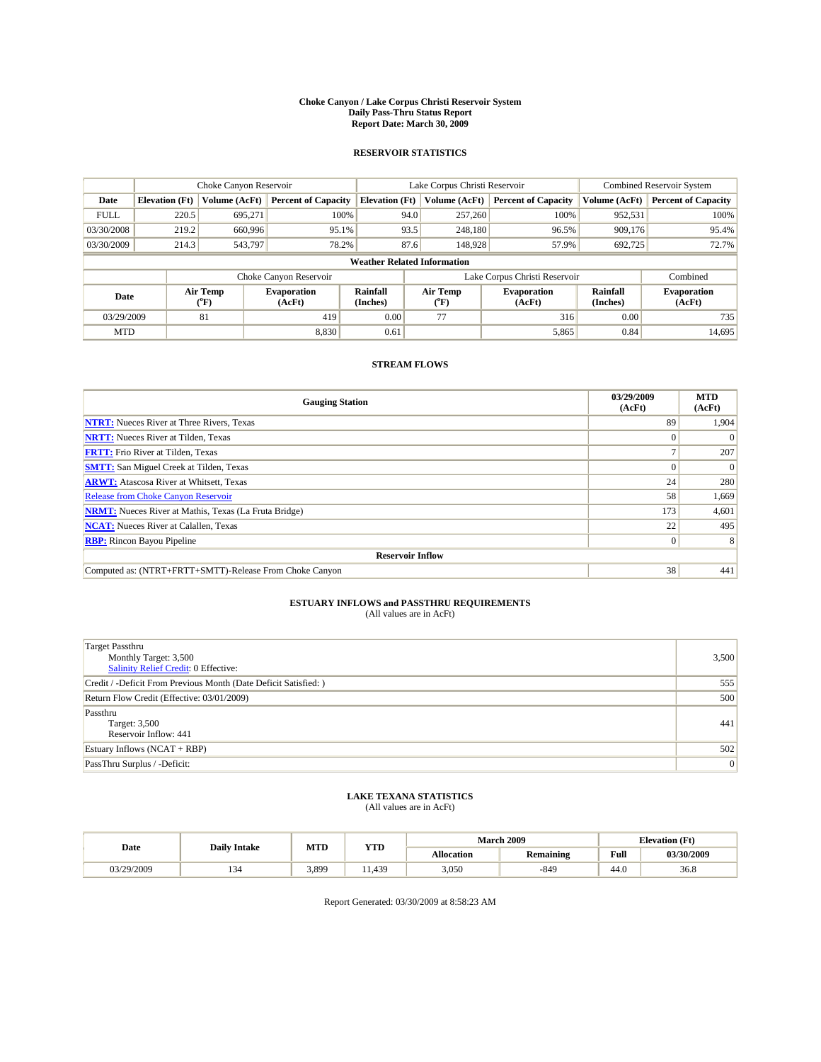**Choke Canyon / Lake Corpus Christi Reservoir System**
**Daily Pass-Thru Status Report**
**Report Date: March 30, 2009**

## RESERVOIR STATISTICS

| | Choke Canyon Reservoir | | | Lake Corpus Christi Reservoir | | | Combined Reservoir System | |
|---|---|---|---|---|---|---|---|---|
| Date | Elevation (Ft) | Volume (AcFt) | Percent of Capacity | Elevation (Ft) | Volume (AcFt) | Percent of Capacity | Volume (AcFt) | Percent of Capacity |
| FULL | 220.5 | 695,271 | 100% | 94.0 | 257,260 | 100% | 952,531 | 100% |
| 03/30/2008 | 219.2 | 660,996 | 95.1% | 93.5 | 248,180 | 96.5% | 909,176 | 95.4% |
| 03/30/2009 | 214.3 | 543,797 | 78.2% | 87.6 | 148,928 | 57.9% | 692,725 | 72.7% |

**Weather Related Information**

| | Choke Canyon Reservoir | | | Lake Corpus Christi Reservoir | | | Combined |
|---|---|---|---|---|---|---|---|
| Date | Air Temp (°F) | Evaporation (AcFt) | Rainfall (Inches) | Air Temp (°F) | Evaporation (AcFt) | Rainfall (Inches) | Evaporation (AcFt) |
| 03/29/2009 | 81 | 419 | 0.00 | 77 | 316 | 0.00 | 735 |
| MTD | | 8,830 | 0.61 | | 5,865 | 0.84 | 14,695 |

## STREAM FLOWS

| Gauging Station | 03/29/2009 (AcFt) | MTD (AcFt) |
|---|---|---|
| NTRT: Nueces River at Three Rivers, Texas | 89 | 1,904 |
| NRTT: Nueces River at Tilden, Texas | 0 | 0 |
| FRTT: Frio River at Tilden, Texas | 7 | 207 |
| SMTT: San Miguel Creek at Tilden, Texas | 0 | 0 |
| ARWT: Atascosa River at Whitsett, Texas | 24 | 280 |
| Release from Choke Canyon Reservoir | 58 | 1,669 |
| NRMT: Nueces River at Mathis, Texas (La Fruta Bridge) | 173 | 4,601 |
| NCAT: Nueces River at Calallen, Texas | 22 | 495 |
| RBP: Rincon Bayou Pipeline | 0 | 8 |
| **Reservoir Inflow** | | |
| Computed as: (NTRT+FRTT+SMTT)-Release From Choke Canyon | 38 | 441 |

## ESTUARY INFLOWS and PASSTHRU REQUIREMENTS

(All values are in AcFt)

| | |
|---|---|
| Target Passthru<br>Monthly Target: 3,500<br>Salinity Relief Credit: 0 Effective: | 3,500 |
| Credit / -Deficit From Previous Month (Date Deficit Satisfied: ) | 555 |
| Return Flow Credit (Effective: 03/01/2009) | 500 |
| Passthru<br>Target: 3,500<br>Reservoir Inflow: 441 | 441 |
| Estuary Inflows (NCAT + RBP) | 502 |
| PassThru Surplus / -Deficit: | 0 |

## LAKE TEXANA STATISTICS

(All values are in AcFt)

| Date | Daily Intake | MTD | YTD | March 2009 | | Elevation (Ft) | |
|---|---|---|---|---|---|---|---|
| | | | | Allocation | Remaining | Full | 03/30/2009 |
| 03/29/2009 | 134 | 3,899 | 11,439 | 3,050 | -849 | 44.0 | 36.8 |

Report Generated: 03/30/2009 at 8:58:23 AM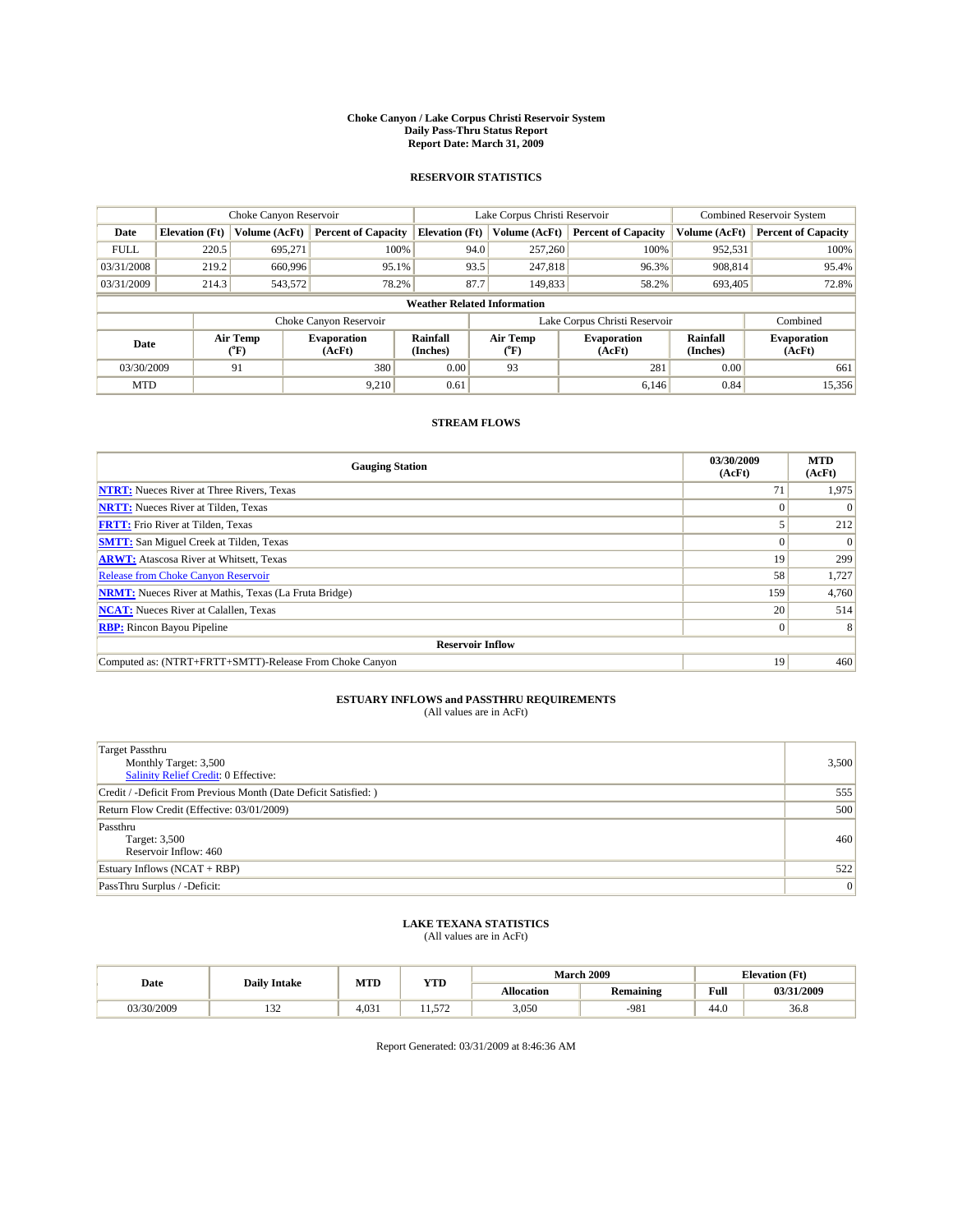**Choke Canyon / Lake Corpus Christi Reservoir System**
**Daily Pass-Thru Status Report**
**Report Date: March 31, 2009**

## RESERVOIR STATISTICS

| | Choke Canyon Reservoir | | | Lake Corpus Christi Reservoir | | | Combined Reservoir System | |
|---|---|---|---|---|---|---|---|---|
| **Date** | **Elevation (Ft)** | **Volume (AcFt)** | **Percent of Capacity** | **Elevation (Ft)** | **Volume (AcFt)** | **Percent of Capacity** | **Volume (AcFt)** | **Percent of Capacity** |
| FULL | 220.5 | 695,271 | 100% | 94.0 | 257,260 | 100% | 952,531 | 100% |
| 03/31/2008 | 219.2 | 660,996 | 95.1% | 93.5 | 247,818 | 96.3% | 908,814 | 95.4% |
| 03/31/2009 | 214.3 | 543,572 | 78.2% | 87.7 | 149,833 | 58.2% | 693,405 | 72.8% |

**Weather Related Information**

| | Choke Canyon Reservoir | | | Lake Corpus Christi Reservoir | | | Combined |
|---|---|---|---|---|---|---|---|
| **Date** | **Air Temp (°F)** | **Evaporation (AcFt)** | **Rainfall (Inches)** | **Air Temp (°F)** | **Evaporation (AcFt)** | **Rainfall (Inches)** | **Evaporation (AcFt)** |
| 03/30/2009 | 91 | 380 | 0.00 | 93 | 281 | 0.00 | 661 |
| MTD | | 9,210 | 0.61 | | 6,146 | 0.84 | 15,356 |

## STREAM FLOWS

| Gauging Station | 03/30/2009 (AcFt) | MTD (AcFt) |
|---|---|---|
| **NTRT:** Nueces River at Three Rivers, Texas | 71 | 1,975 |
| **NRTT:** Nueces River at Tilden, Texas | 0 | 0 |
| **FRTT:** Frio River at Tilden, Texas | 5 | 212 |
| **SMTT:** San Miguel Creek at Tilden, Texas | 0 | 0 |
| **ARWT:** Atascosa River at Whitsett, Texas | 19 | 299 |
| Release from Choke Canyon Reservoir | 58 | 1,727 |
| **NRMT:** Nueces River at Mathis, Texas (La Fruta Bridge) | 159 | 4,760 |
| **NCAT:** Nueces River at Calallen, Texas | 20 | 514 |
| **RBP:** Rincon Bayou Pipeline | 0 | 8 |
| **Reservoir Inflow** | | |
| Computed as: (NTRT+FRTT+SMTT)-Release From Choke Canyon | 19 | 460 |

## ESTUARY INFLOWS and PASSTHRU REQUIREMENTS
(All values are in AcFt)

| | |
|---|---|
| Target Passthru<br>Monthly Target: 3,500<br>Salinity Relief Credit: 0 Effective: | 3,500 |
| Credit / -Deficit From Previous Month (Date Deficit Satisfied: ) | 555 |
| Return Flow Credit (Effective: 03/01/2009) | 500 |
| Passthru<br>Target: 3,500<br>Reservoir Inflow: 460 | 460 |
| Estuary Inflows (NCAT + RBP) | 522 |
| PassThru Surplus / -Deficit: | 0 |

## LAKE TEXANA STATISTICS
(All values are in AcFt)

| Date | Daily Intake | MTD | YTD | March 2009 | | Elevation (Ft) | |
|---|---|---|---|---|---|---|---|
| | | | | **Allocation** | **Remaining** | **Full** | **03/31/2009** |
| 03/30/2009 | 132 | 4,031 | 11,572 | 3,050 | -981 | 44.0 | 36.8 |

Report Generated: 03/31/2009 at 8:46:36 AM